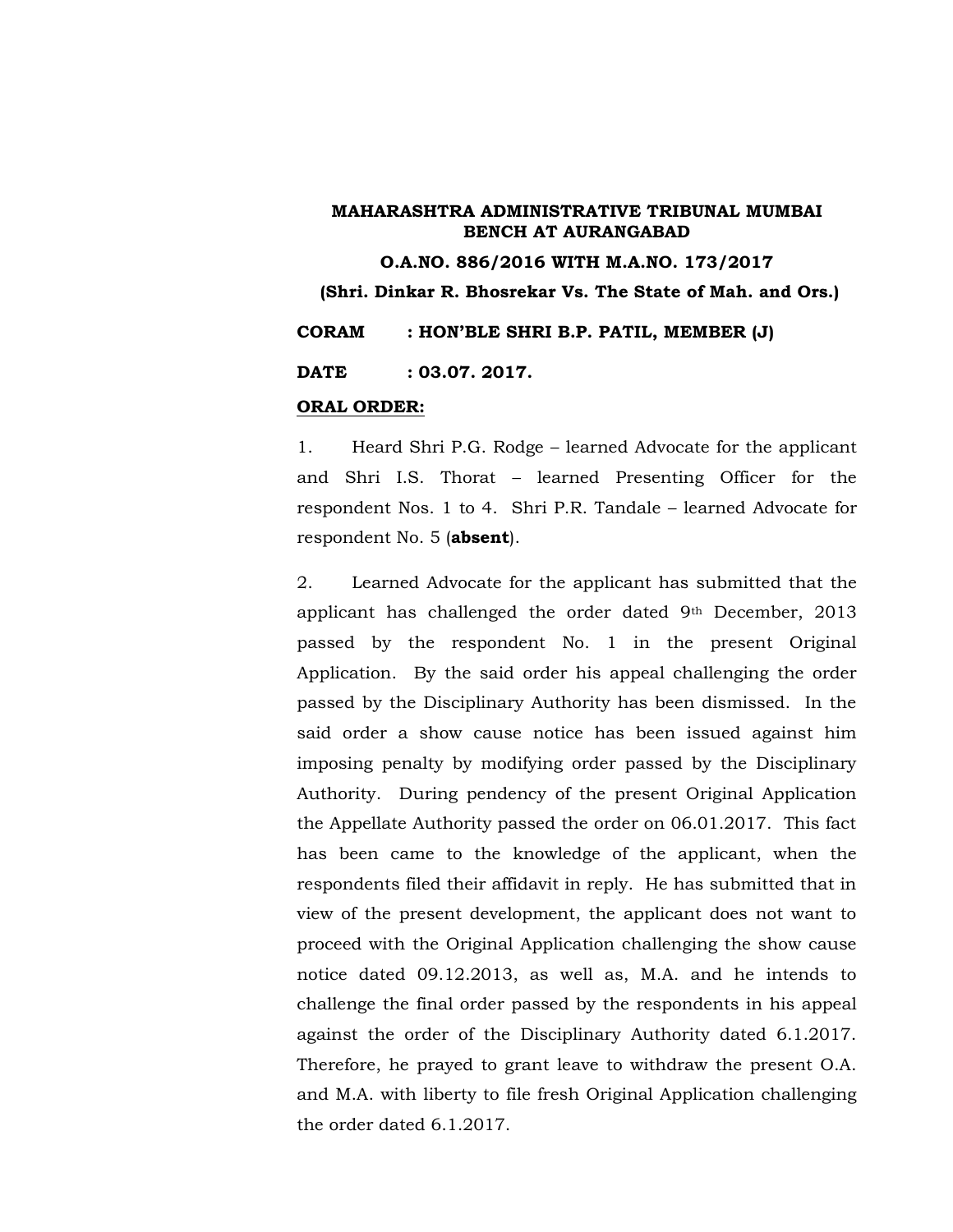**MAHARASHTRA ADMINISTRATIVE TRIBUNAL MUMBAI BENCH AT AURANGABAD**

**O.A.NO. 886/2016 WITH M.A.NO. 173/2017**

**(Shri. Dinkar R. Bhosrekar Vs. The State of Mah. and Ors.)**

**CORAM : HON'BLE SHRI B.P. PATIL, MEMBER (J)**

**DATE : 03.07. 2017.**

**ORAL ORDER:**

1. Heard Shri P.G. Rodge – learned Advocate for the applicant and Shri I.S. Thorat – learned Presenting Officer for the respondent Nos. 1 to 4. Shri P.R. Tandale – learned Advocate for respondent No. 5 (**absent**).

2. Learned Advocate for the applicant has submitted that the applicant has challenged the order dated 9th December, 2013 passed by the respondent No. 1 in the present Original Application. By the said order his appeal challenging the order passed by the Disciplinary Authority has been dismissed. In the said order a show cause notice has been issued against him imposing penalty by modifying order passed by the Disciplinary Authority. During pendency of the present Original Application the Appellate Authority passed the order on 06.01.2017. This fact has been came to the knowledge of the applicant, when the respondents filed their affidavit in reply. He has submitted that in view of the present development, the applicant does not want to proceed with the Original Application challenging the show cause notice dated 09.12.2013, as well as, M.A. and he intends to challenge the final order passed by the respondents in his appeal against the order of the Disciplinary Authority dated 6.1.2017. Therefore, he prayed to grant leave to withdraw the present O.A. and M.A. with liberty to file fresh Original Application challenging the order dated 6.1.2017.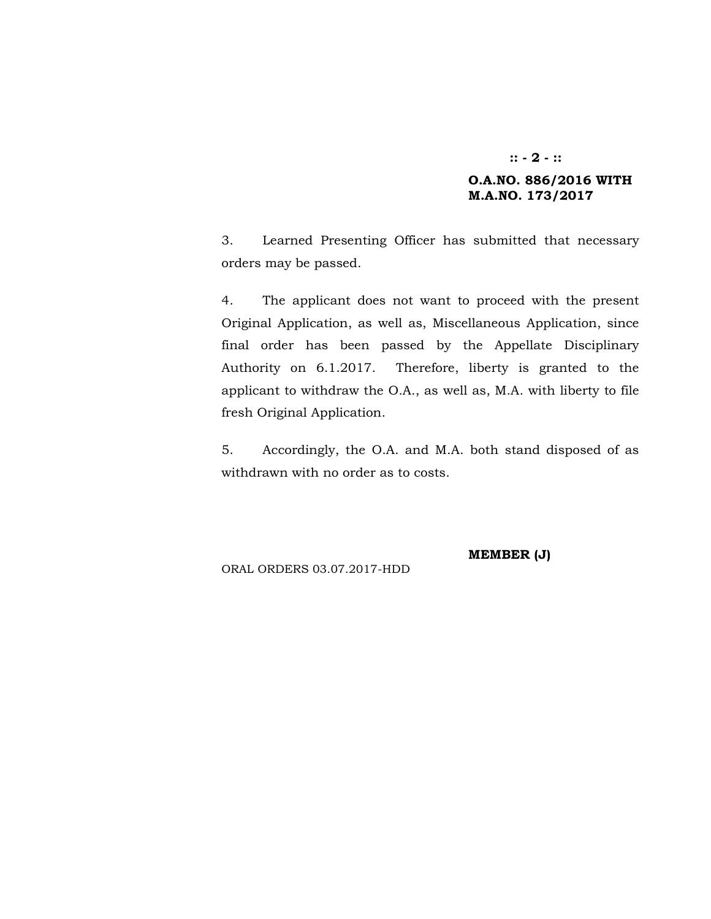**O.A.NO. 886/2016 WITH M.A.NO. 173/2017**

3. Learned Presenting Officer has submitted that necessary orders may be passed.

4. The applicant does not want to proceed with the present Original Application, as well as, Miscellaneous Application, since final order has been passed by the Appellate Disciplinary Authority on 6.1.2017. Therefore, liberty is granted to the applicant to withdraw the O.A., as well as, M.A. with liberty to file fresh Original Application.

5. Accordingly, the O.A. and M.A. both stand disposed of as withdrawn with no order as to costs.

**MEMBER (J)**

ORAL ORDERS 03.07.2017-HDD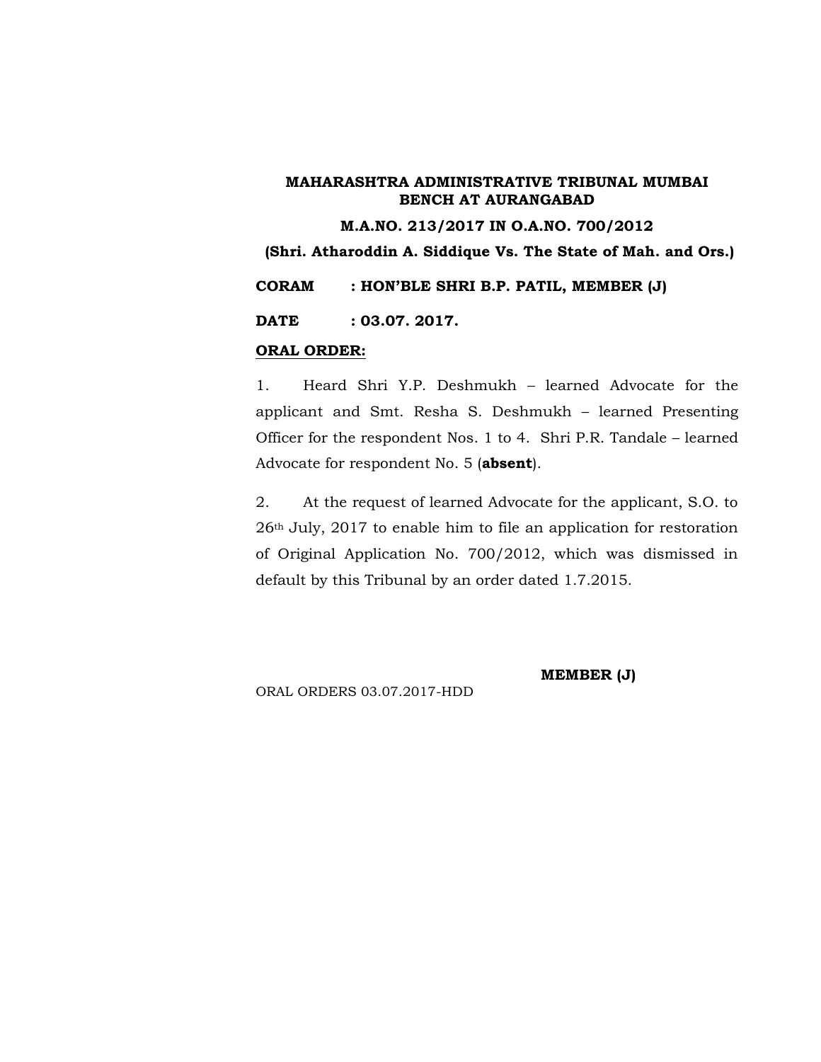**MAHARASHTRA ADMINISTRATIVE TRIBUNAL MUMBAI BENCH AT AURANGABAD**

**M.A.NO. 213/2017 IN O.A.NO. 700/2012**

**(Shri. Atharoddin A. Siddique Vs. The State of Mah. and Ors.)**

**CORAM : HON'BLE SHRI B.P. PATIL, MEMBER (J)**

**DATE : 03.07. 2017.**

**ORAL ORDER:**

1. Heard Shri Y.P. Deshmukh – learned Advocate for the applicant and Smt. Resha S. Deshmukh – learned Presenting Officer for the respondent Nos. 1 to 4. Shri P.R. Tandale – learned Advocate for respondent No. 5 (**absent**).

2. At the request of learned Advocate for the applicant, S.O. to 26th July, 2017 to enable him to file an application for restoration of Original Application No. 700/2012, which was dismissed in default by this Tribunal by an order dated 1.7.2015.

**MEMBER (J)**

ORAL ORDERS 03.07.2017-HDD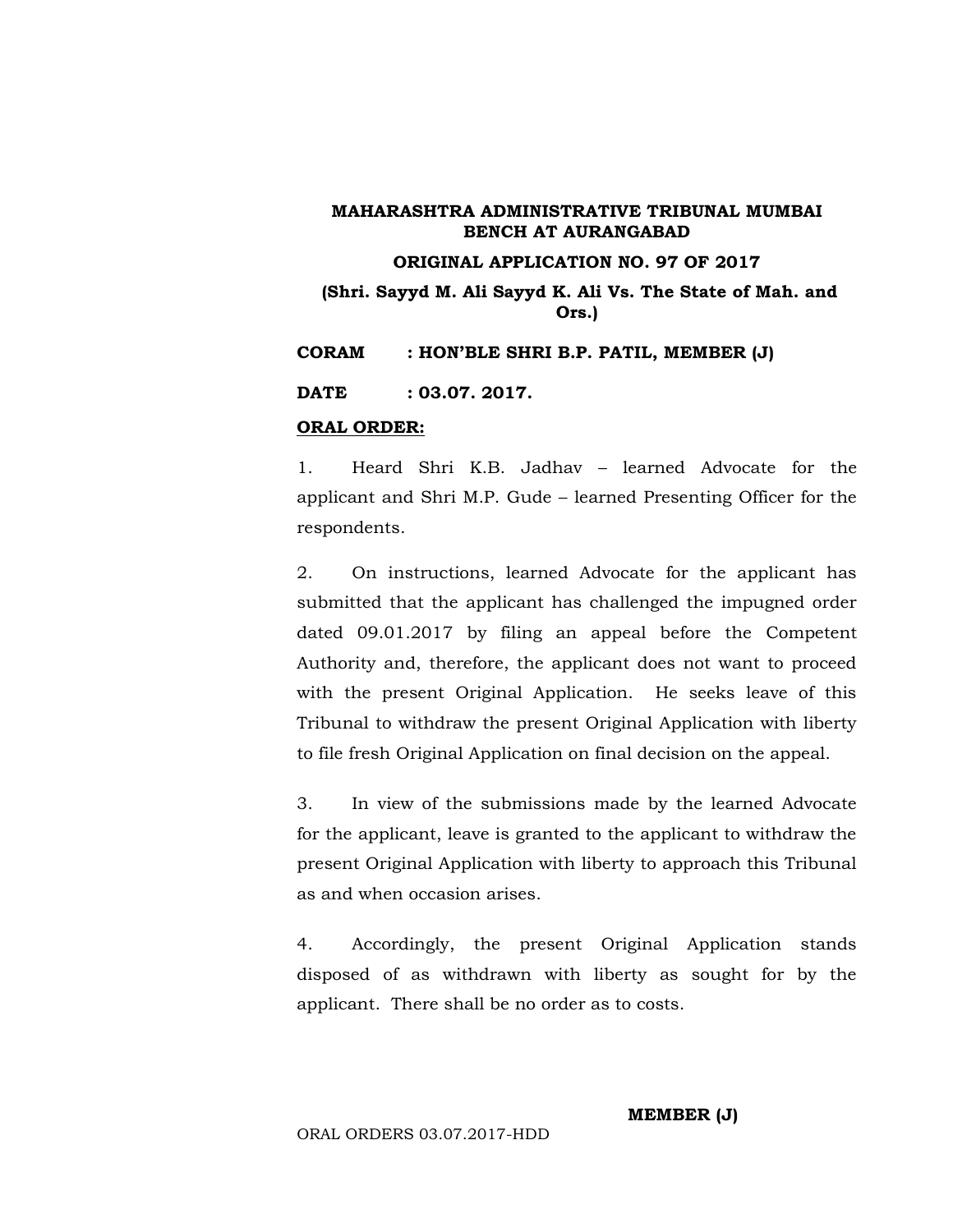**MAHARASHTRA ADMINISTRATIVE TRIBUNAL MUMBAI BENCH AT AURANGABAD**

**ORIGINAL APPLICATION NO. 97 OF 2017**

**(Shri. Sayyd M. Ali Sayyd K. Ali Vs. The State of Mah. and Ors.)**

**CORAM : HON'BLE SHRI B.P. PATIL, MEMBER (J)**

**DATE : 03.07. 2017.**

**ORAL ORDER:**

1. Heard Shri K.B. Jadhav – learned Advocate for the applicant and Shri M.P. Gude – learned Presenting Officer for the respondents.

2. On instructions, learned Advocate for the applicant has submitted that the applicant has challenged the impugned order dated 09.01.2017 by filing an appeal before the Competent Authority and, therefore, the applicant does not want to proceed with the present Original Application. He seeks leave of this Tribunal to withdraw the present Original Application with liberty to file fresh Original Application on final decision on the appeal.

3. In view of the submissions made by the learned Advocate for the applicant, leave is granted to the applicant to withdraw the present Original Application with liberty to approach this Tribunal as and when occasion arises.

4. Accordingly, the present Original Application stands disposed of as withdrawn with liberty as sought for by the applicant. There shall be no order as to costs.

**MEMBER (J)**

ORAL ORDERS 03.07.2017-HDD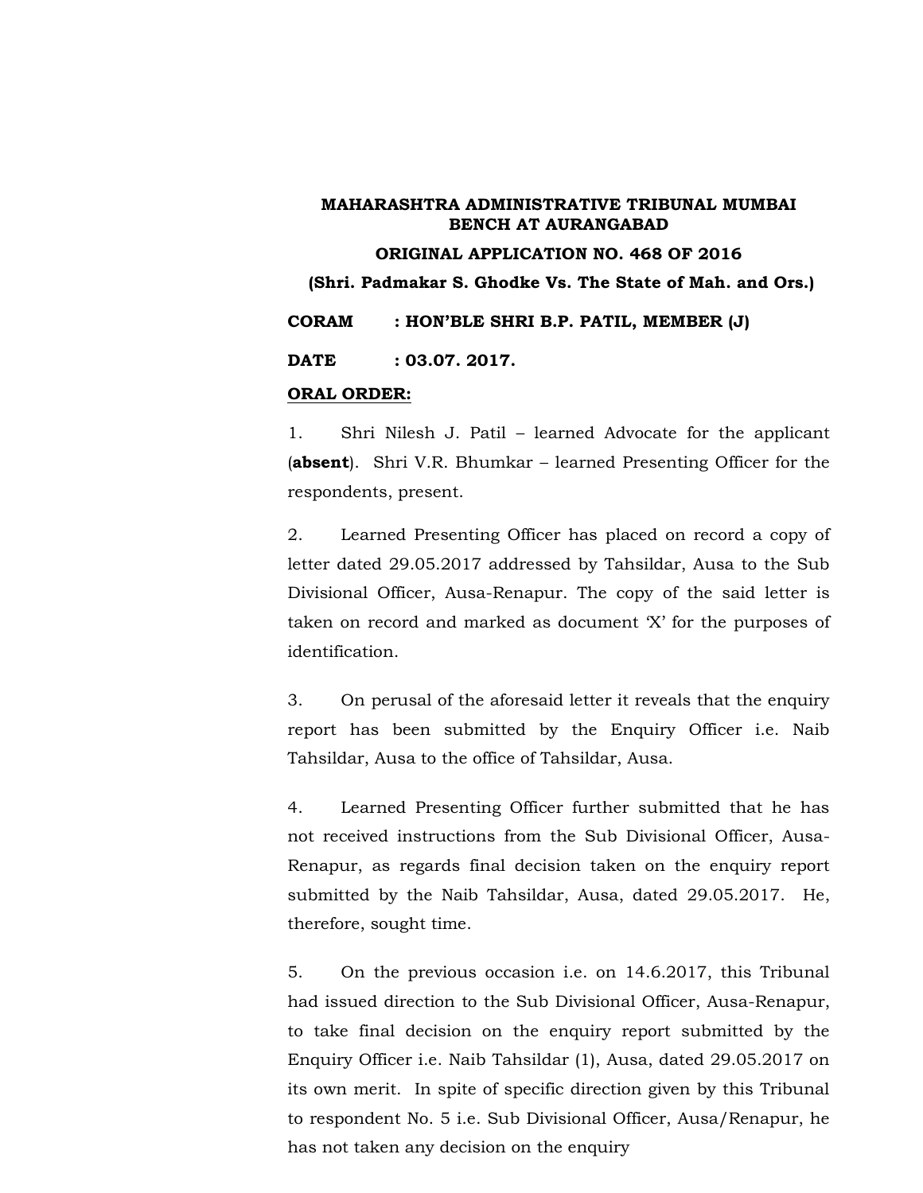**MAHARASHTRA ADMINISTRATIVE TRIBUNAL MUMBAI BENCH AT AURANGABAD**

**ORIGINAL APPLICATION NO. 468 OF 2016**

**(Shri. Padmakar S. Ghodke Vs. The State of Mah. and Ors.)**

**CORAM : HON'BLE SHRI B.P. PATIL, MEMBER (J)**

**DATE : 03.07. 2017.**

**ORAL ORDER:**

1. Shri Nilesh J. Patil – learned Advocate for the applicant (**absent**). Shri V.R. Bhumkar – learned Presenting Officer for the respondents, present.

2. Learned Presenting Officer has placed on record a copy of letter dated 29.05.2017 addressed by Tahsildar, Ausa to the Sub Divisional Officer, Ausa-Renapur. The copy of the said letter is taken on record and marked as document 'X' for the purposes of identification.

3. On perusal of the aforesaid letter it reveals that the enquiry report has been submitted by the Enquiry Officer i.e. Naib Tahsildar, Ausa to the office of Tahsildar, Ausa.

4. Learned Presenting Officer further submitted that he has not received instructions from the Sub Divisional Officer, Ausa-Renapur, as regards final decision taken on the enquiry report submitted by the Naib Tahsildar, Ausa, dated 29.05.2017. He, therefore, sought time.

5. On the previous occasion i.e. on 14.6.2017, this Tribunal had issued direction to the Sub Divisional Officer, Ausa-Renapur, to take final decision on the enquiry report submitted by the Enquiry Officer i.e. Naib Tahsildar (1), Ausa, dated 29.05.2017 on its own merit. In spite of specific direction given by this Tribunal to respondent No. 5 i.e. Sub Divisional Officer, Ausa/Renapur, he has not taken any decision on the enquiry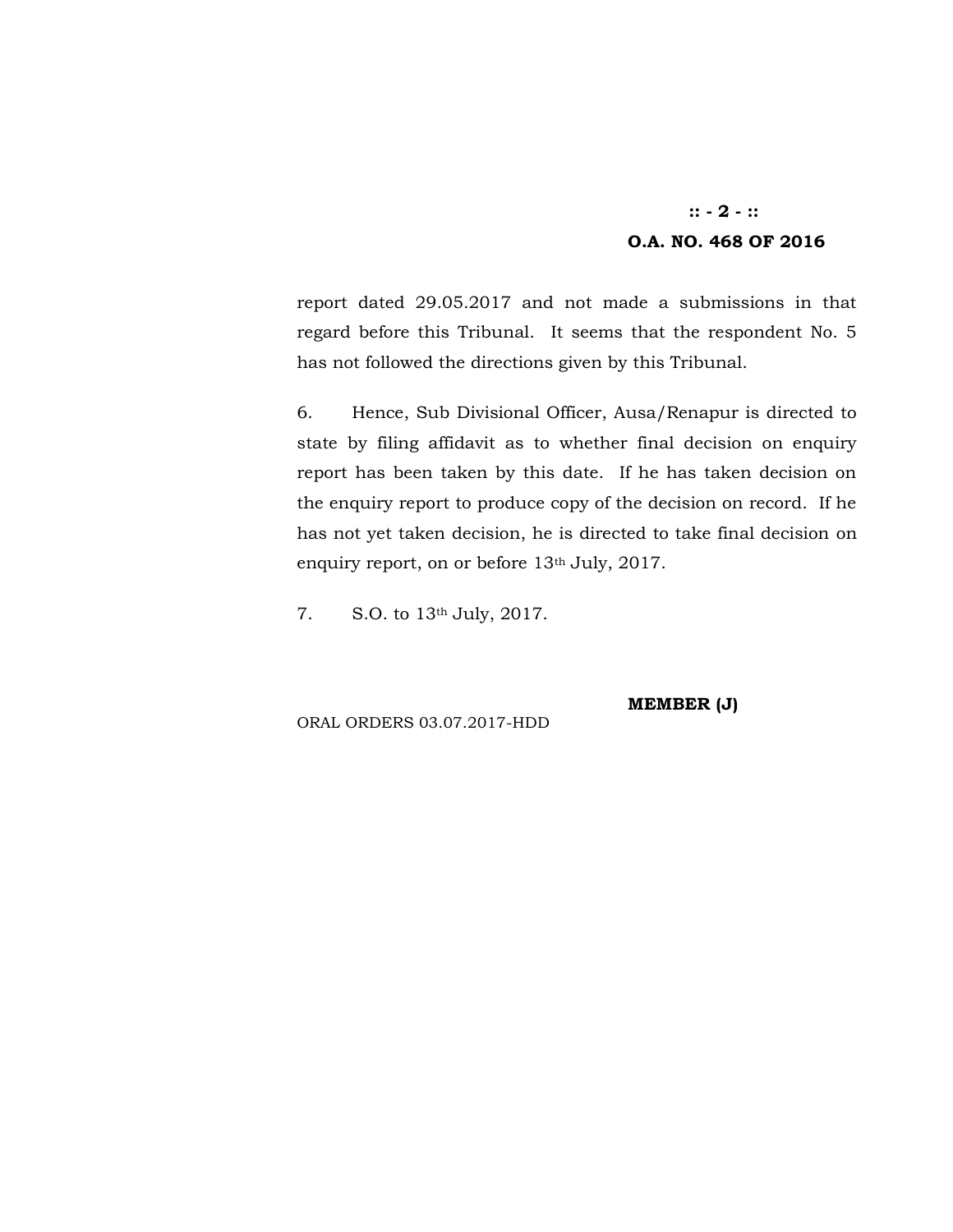report dated 29.05.2017 and not made a submissions in that regard before this Tribunal. It seems that the respondent No. 5 has not followed the directions given by this Tribunal.

6. Hence, Sub Divisional Officer, Ausa/Renapur is directed to state by filing affidavit as to whether final decision on enquiry report has been taken by this date. If he has taken decision on the enquiry report to produce copy of the decision on record. If he has not yet taken decision, he is directed to take final decision on enquiry report, on or before 13th July, 2017.

7. S.O. to 13th July, 2017.

**MEMBER (J)**

ORAL ORDERS 03.07.2017-HDD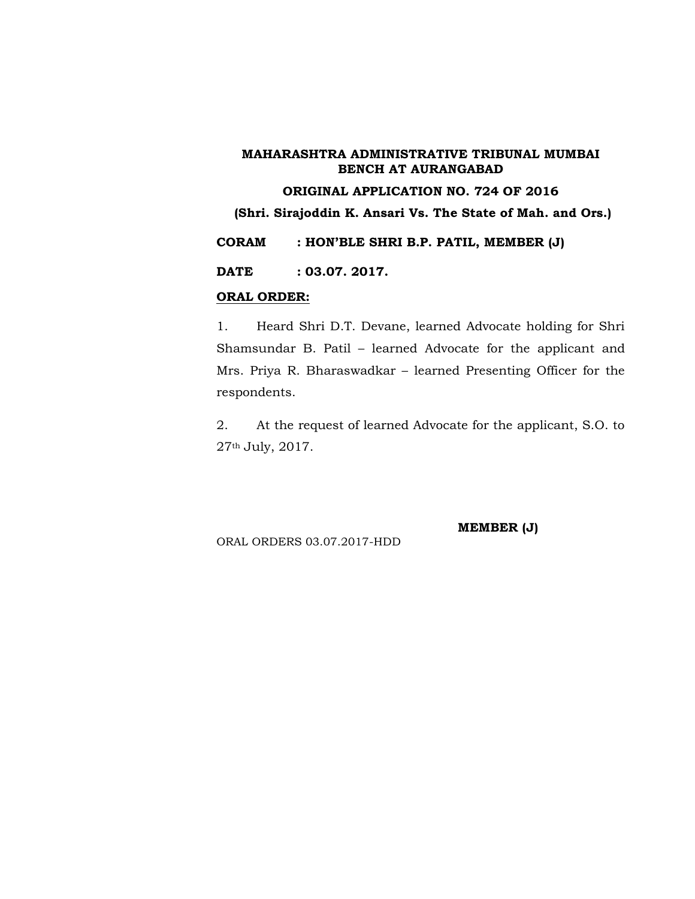**MAHARASHTRA ADMINISTRATIVE TRIBUNAL MUMBAI BENCH AT AURANGABAD**

**ORIGINAL APPLICATION NO. 724 OF 2016**

**(Shri. Sirajoddin K. Ansari Vs. The State of Mah. and Ors.)**

**CORAM : HON'BLE SHRI B.P. PATIL, MEMBER (J)**

**DATE : 03.07. 2017.**

**ORAL ORDER:**

1. Heard Shri D.T. Devane, learned Advocate holding for Shri Shamsundar B. Patil – learned Advocate for the applicant and Mrs. Priya R. Bharaswadkar – learned Presenting Officer for the respondents.

2. At the request of learned Advocate for the applicant, S.O. to 27th July, 2017.

**MEMBER (J)**

ORAL ORDERS 03.07.2017-HDD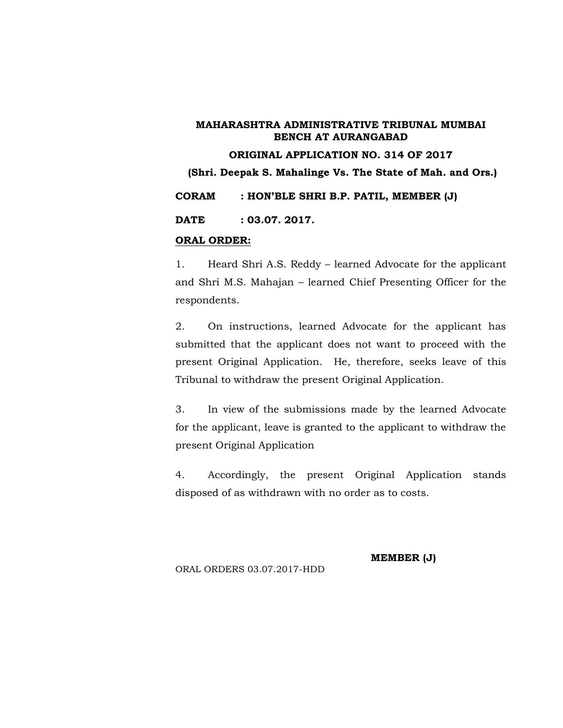**MAHARASHTRA ADMINISTRATIVE TRIBUNAL MUMBAI BENCH AT AURANGABAD**

**ORIGINAL APPLICATION NO. 314 OF 2017**

**(Shri. Deepak S. Mahalinge Vs. The State of Mah. and Ors.)**

**CORAM : HON'BLE SHRI B.P. PATIL, MEMBER (J)**

**DATE : 03.07. 2017.**

**ORAL ORDER:**

1. Heard Shri A.S. Reddy – learned Advocate for the applicant and Shri M.S. Mahajan – learned Chief Presenting Officer for the respondents.

2. On instructions, learned Advocate for the applicant has submitted that the applicant does not want to proceed with the present Original Application. He, therefore, seeks leave of this Tribunal to withdraw the present Original Application.

3. In view of the submissions made by the learned Advocate for the applicant, leave is granted to the applicant to withdraw the present Original Application

4. Accordingly, the present Original Application stands disposed of as withdrawn with no order as to costs.

**MEMBER (J)**

ORAL ORDERS 03.07.2017-HDD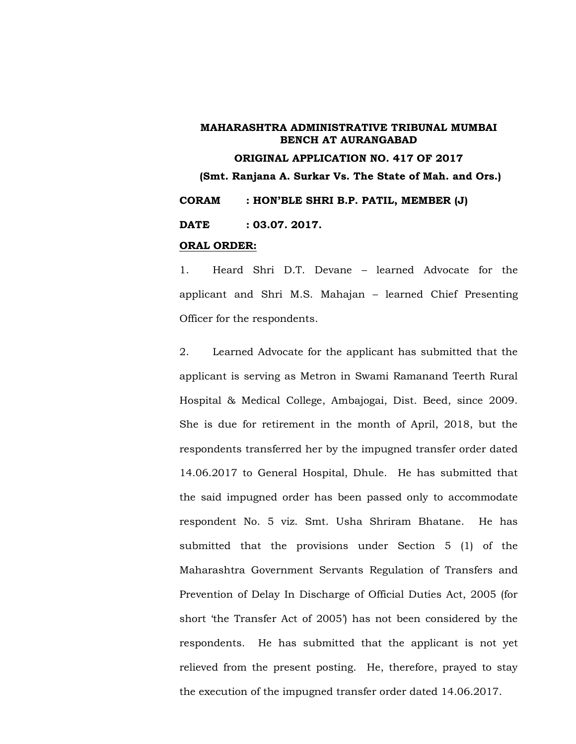**MAHARASHTRA ADMINISTRATIVE TRIBUNAL MUMBAI BENCH AT AURANGABAD**

**ORIGINAL APPLICATION NO. 417 OF 2017**

**(Smt. Ranjana A. Surkar Vs. The State of Mah. and Ors.)**

**CORAM : HON'BLE SHRI B.P. PATIL, MEMBER (J)**

**DATE : 03.07. 2017.**

**ORAL ORDER:**

1. Heard Shri D.T. Devane – learned Advocate for the applicant and Shri M.S. Mahajan – learned Chief Presenting Officer for the respondents.

2. Learned Advocate for the applicant has submitted that the applicant is serving as Metron in Swami Ramanand Teerth Rural Hospital & Medical College, Ambajogai, Dist. Beed, since 2009. She is due for retirement in the month of April, 2018, but the respondents transferred her by the impugned transfer order dated 14.06.2017 to General Hospital, Dhule. He has submitted that the said impugned order has been passed only to accommodate respondent No. 5 viz. Smt. Usha Shriram Bhatane. He has submitted that the provisions under Section 5 (1) of the Maharashtra Government Servants Regulation of Transfers and Prevention of Delay In Discharge of Official Duties Act, 2005 (for short 'the Transfer Act of 2005') has not been considered by the respondents. He has submitted that the applicant is not yet relieved from the present posting. He, therefore, prayed to stay the execution of the impugned transfer order dated 14.06.2017.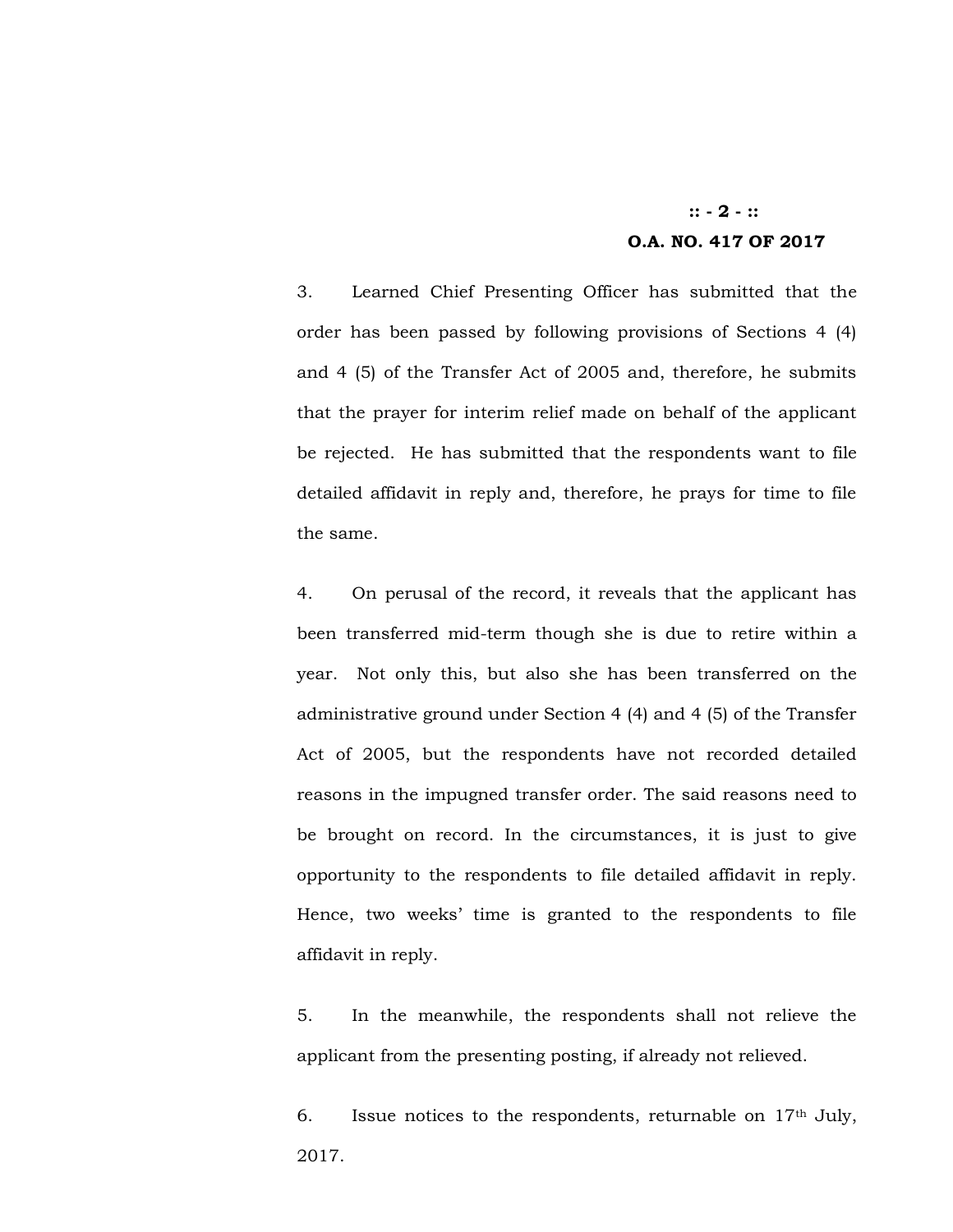3. Learned Chief Presenting Officer has submitted that the order has been passed by following provisions of Sections 4 (4) and 4 (5) of the Transfer Act of 2005 and, therefore, he submits that the prayer for interim relief made on behalf of the applicant be rejected. He has submitted that the respondents want to file detailed affidavit in reply and, therefore, he prays for time to file the same.

4. On perusal of the record, it reveals that the applicant has been transferred mid-term though she is due to retire within a year. Not only this, but also she has been transferred on the administrative ground under Section 4 (4) and 4 (5) of the Transfer Act of 2005, but the respondents have not recorded detailed reasons in the impugned transfer order. The said reasons need to be brought on record. In the circumstances, it is just to give opportunity to the respondents to file detailed affidavit in reply. Hence, two weeks' time is granted to the respondents to file affidavit in reply.

5. In the meanwhile, the respondents shall not relieve the applicant from the presenting posting, if already not relieved.

6. Issue notices to the respondents, returnable on 17th July, 2017.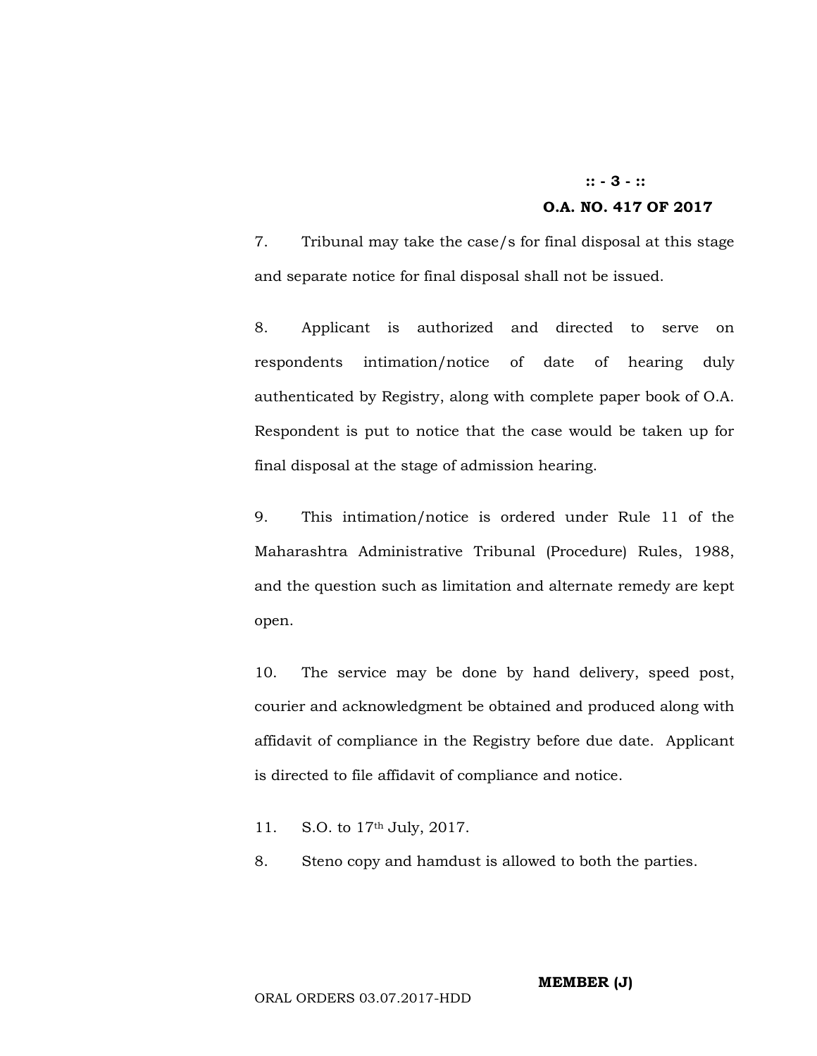**O.A. NO. 417 OF 2017**

7. Tribunal may take the case/s for final disposal at this stage and separate notice for final disposal shall not be issued.

8. Applicant is authorized and directed to serve on respondents intimation/notice of date of hearing duly authenticated by Registry, along with complete paper book of O.A. Respondent is put to notice that the case would be taken up for final disposal at the stage of admission hearing.

9. This intimation/notice is ordered under Rule 11 of the Maharashtra Administrative Tribunal (Procedure) Rules, 1988, and the question such as limitation and alternate remedy are kept open.

10. The service may be done by hand delivery, speed post, courier and acknowledgment be obtained and produced along with affidavit of compliance in the Registry before due date. Applicant is directed to file affidavit of compliance and notice.

11. S.O. to 17th July, 2017.

8. Steno copy and hamdust is allowed to both the parties.

**MEMBER (J)**

ORAL ORDERS 03.07.2017-HDD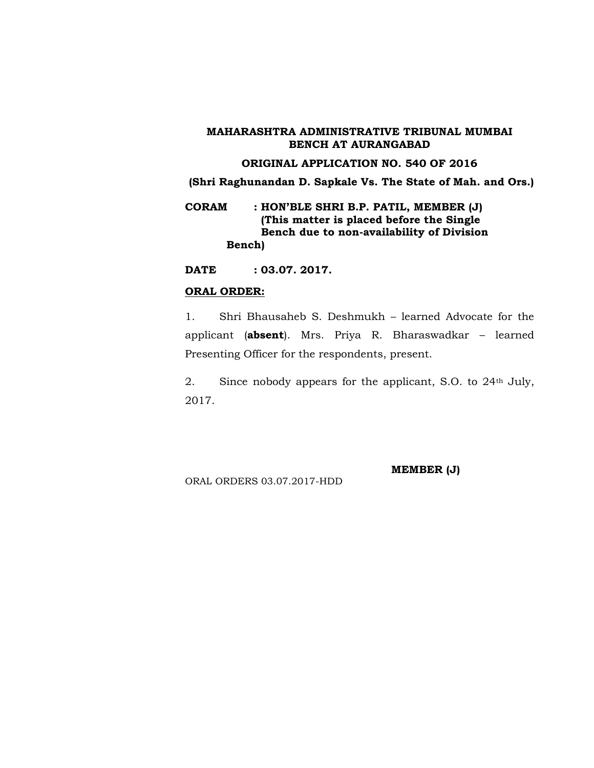**MAHARASHTRA ADMINISTRATIVE TRIBUNAL MUMBAI BENCH AT AURANGABAD**

**ORIGINAL APPLICATION NO. 540 OF 2016**

**(Shri Raghunandan D. Sapkale Vs. The State of Mah. and Ors.)**

**CORAM : HON'BLE SHRI B.P. PATIL, MEMBER (J) (This matter is placed before the Single Bench due to non-availability of Division Bench)**

**DATE : 03.07. 2017.**

**<u>ORAL ORDER:</u>**

1. Shri Bhausaheb S. Deshmukh – learned Advocate for the applicant (**absent**). Mrs. Priya R. Bharaswadkar – learned Presenting Officer for the respondents, present.

2. Since nobody appears for the applicant, S.O. to 24th July, 2017.

**MEMBER (J)**

ORAL ORDERS 03.07.2017-HDD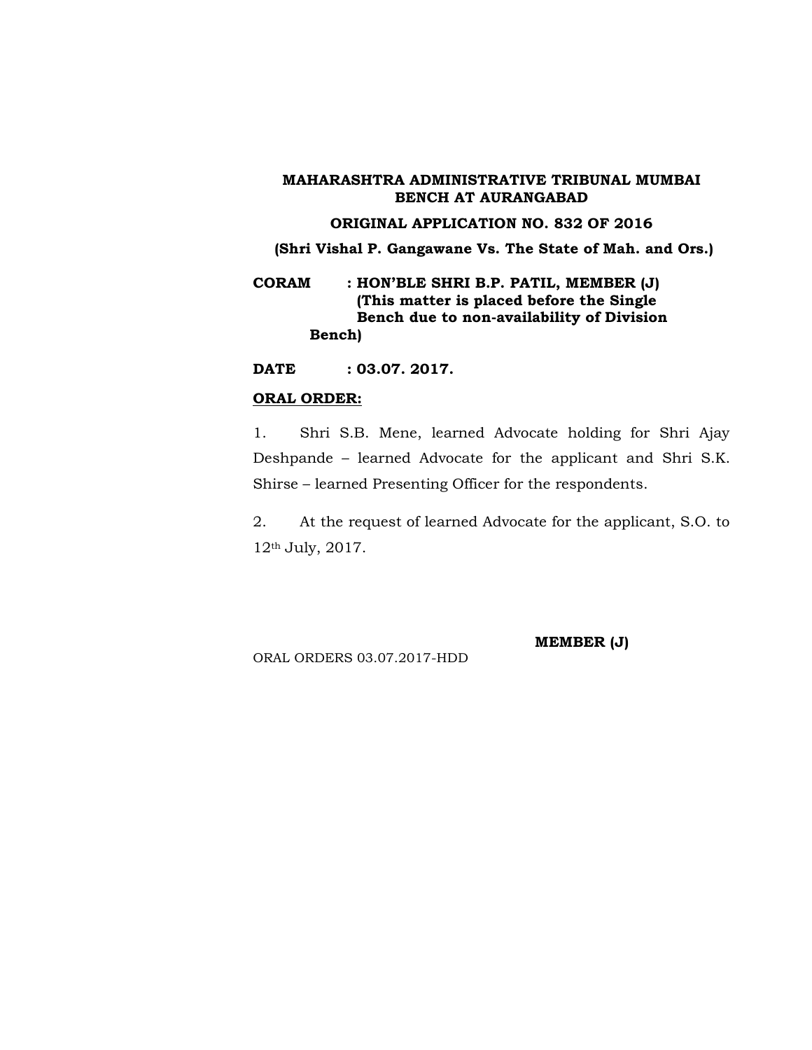**MAHARASHTRA ADMINISTRATIVE TRIBUNAL MUMBAI BENCH AT AURANGABAD**

**ORIGINAL APPLICATION NO. 832 OF 2016**

**(Shri Vishal P. Gangawane Vs. The State of Mah. and Ors.)**

**CORAM : HON'BLE SHRI B.P. PATIL, MEMBER (J) (This matter is placed before the Single Bench due to non-availability of Division Bench)**

**DATE : 03.07. 2017.**

**ORAL ORDER:**

1. Shri S.B. Mene, learned Advocate holding for Shri Ajay Deshpande – learned Advocate for the applicant and Shri S.K. Shirse – learned Presenting Officer for the respondents.

2. At the request of learned Advocate for the applicant, S.O. to 12th July, 2017.

**MEMBER (J)**

ORAL ORDERS 03.07.2017-HDD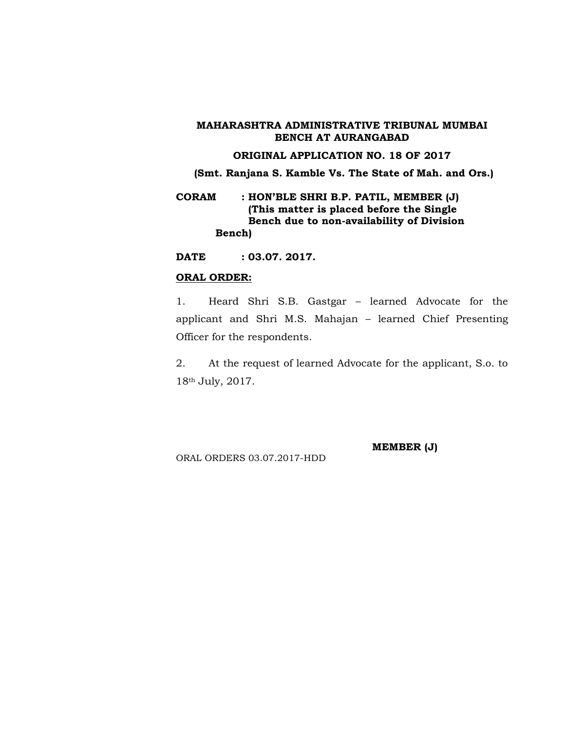**MAHARASHTRA ADMINISTRATIVE TRIBUNAL MUMBAI BENCH AT AURANGABAD**

**ORIGINAL APPLICATION NO. 18 OF 2017**

**(Smt. Ranjana S. Kamble Vs. The State of Mah. and Ors.)**

**CORAM : HON'BLE SHRI B.P. PATIL, MEMBER (J)**
**(This matter is placed before the Single Bench due to non-availability of Division Bench)**

**DATE : 03.07. 2017.**

**ORAL ORDER:**

1. Heard Shri S.B. Gastgar – learned Advocate for the applicant and Shri M.S. Mahajan – learned Chief Presenting Officer for the respondents.

2. At the request of learned Advocate for the applicant, S.o. to 18th July, 2017.

**MEMBER (J)**

ORAL ORDERS 03.07.2017-HDD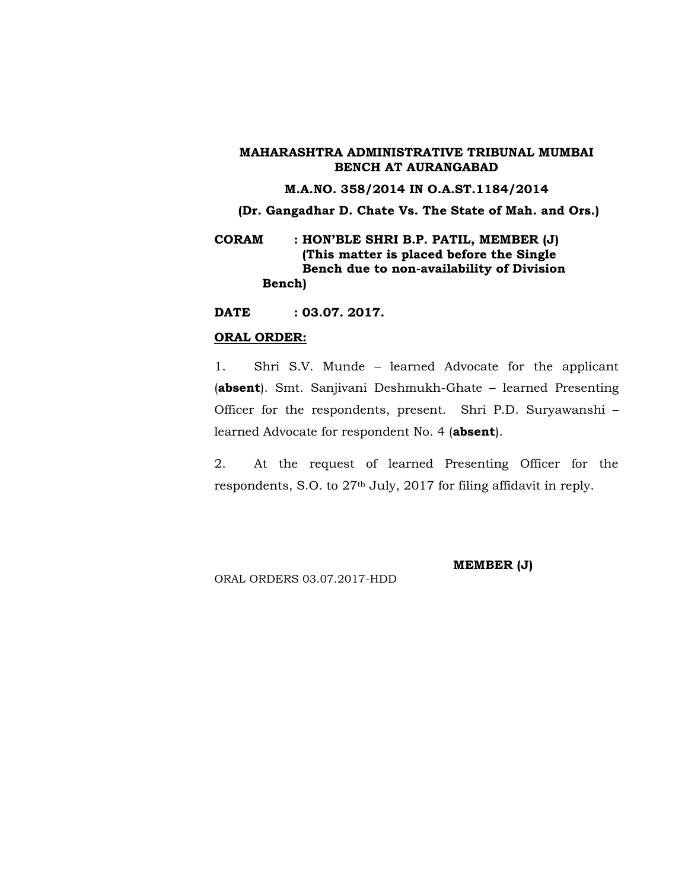**MAHARASHTRA ADMINISTRATIVE TRIBUNAL MUMBAI BENCH AT AURANGABAD**

**M.A.NO. 358/2014 IN O.A.ST.1184/2014**

**(Dr. Gangadhar D. Chate Vs. The State of Mah. and Ors.)**

**CORAM : HON'BLE SHRI B.P. PATIL, MEMBER (J) (This matter is placed before the Single Bench due to non-availability of Division Bench)**

**DATE : 03.07. 2017.**

**<u>ORAL ORDER:</u>**

1. Shri S.V. Munde – learned Advocate for the applicant (**absent**). Smt. Sanjivani Deshmukh-Ghate – learned Presenting Officer for the respondents, present. Shri P.D. Suryawanshi – learned Advocate for respondent No. 4 (**absent**).

2. At the request of learned Presenting Officer for the respondents, S.O. to 27th July, 2017 for filing affidavit in reply.

**MEMBER (J)**

ORAL ORDERS 03.07.2017-HDD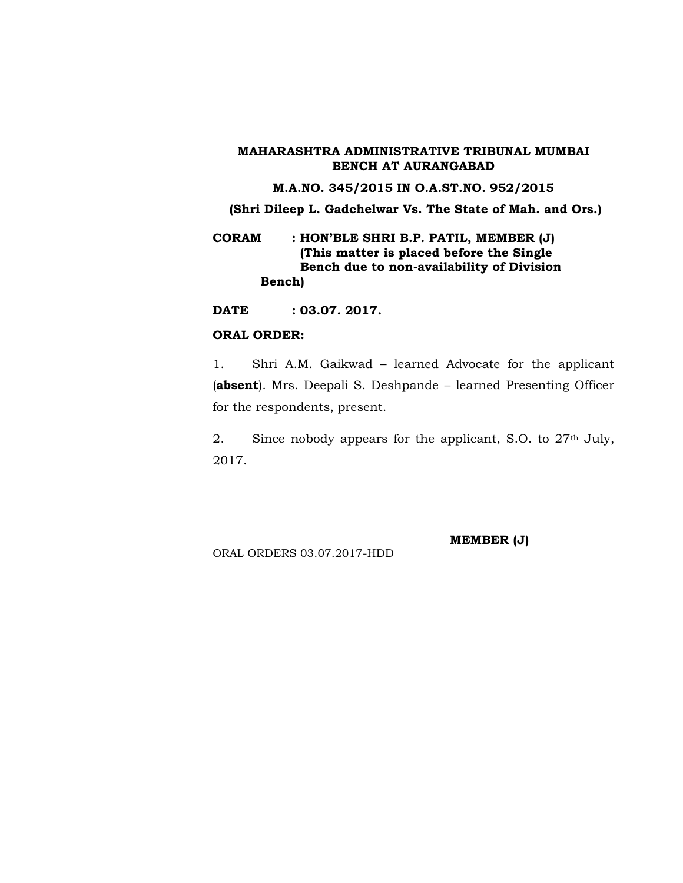**MAHARASHTRA ADMINISTRATIVE TRIBUNAL MUMBAI BENCH AT AURANGABAD**

**M.A.NO. 345/2015 IN O.A.ST.NO. 952/2015**

**(Shri Dileep L. Gadchelwar Vs. The State of Mah. and Ors.)**

**CORAM : HON'BLE SHRI B.P. PATIL, MEMBER (J) (This matter is placed before the Single Bench due to non-availability of Division Bench)**

**DATE : 03.07. 2017.**

**ORAL ORDER:**

1. Shri A.M. Gaikwad – learned Advocate for the applicant (**absent**). Mrs. Deepali S. Deshpande – learned Presenting Officer for the respondents, present.

2. Since nobody appears for the applicant, S.O. to 27th July, 2017.

**MEMBER (J)**

ORAL ORDERS 03.07.2017-HDD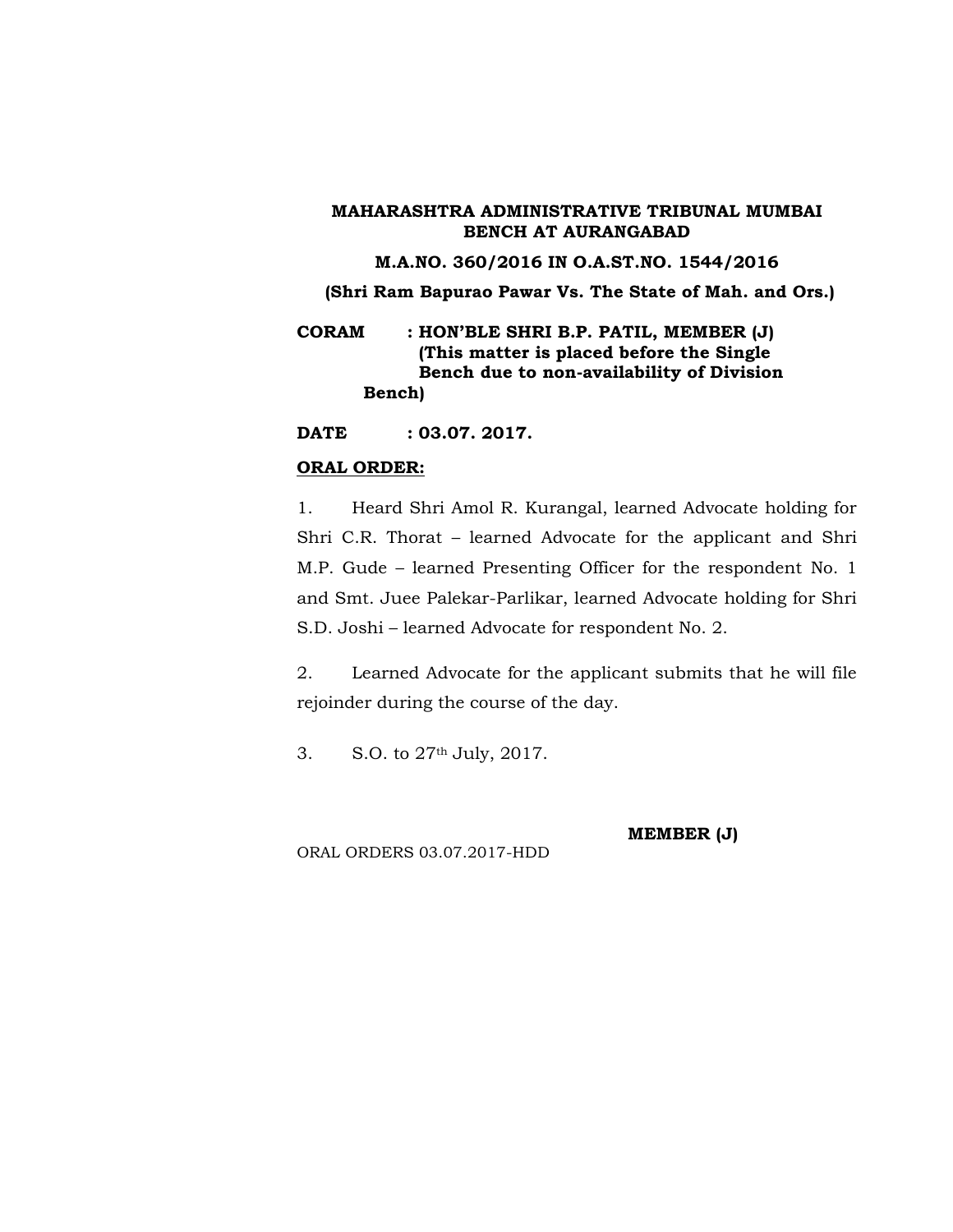**MAHARASHTRA ADMINISTRATIVE TRIBUNAL MUMBAI BENCH AT AURANGABAD**

**M.A.NO. 360/2016 IN O.A.ST.NO. 1544/2016**

**(Shri Ram Bapurao Pawar Vs. The State of Mah. and Ors.)**

**CORAM : HON'BLE SHRI B.P. PATIL, MEMBER (J)**
**(This matter is placed before the Single Bench due to non-availability of Division Bench)**

**DATE : 03.07. 2017.**

**ORAL ORDER:**

1. Heard Shri Amol R. Kurangal, learned Advocate holding for Shri C.R. Thorat – learned Advocate for the applicant and Shri M.P. Gude – learned Presenting Officer for the respondent No. 1 and Smt. Juee Palekar-Parlikar, learned Advocate holding for Shri S.D. Joshi – learned Advocate for respondent No. 2.

2. Learned Advocate for the applicant submits that he will file rejoinder during the course of the day.

3. S.O. to 27th July, 2017.

**MEMBER (J)**

ORAL ORDERS 03.07.2017-HDD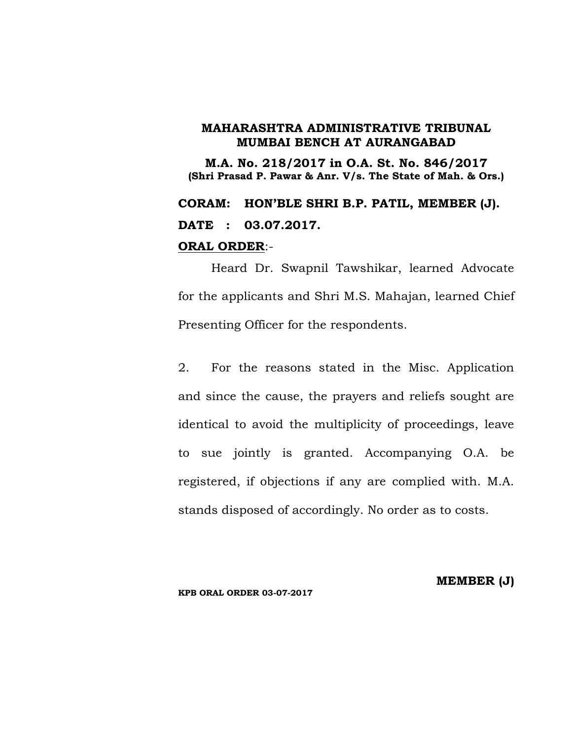**MAHARASHTRA ADMINISTRATIVE TRIBUNAL**
**MUMBAI BENCH AT AURANGABAD**

**M.A. No. 218/2017 in O.A. St. No. 846/2017**
**(Shri Prasad P. Pawar & Anr. V/s. The State of Mah. & Ors.)**

**CORAM: HON'BLE SHRI B.P. PATIL, MEMBER (J).**

**DATE : 03.07.2017.**

**<u>ORAL ORDER</u>**:-

Heard Dr. Swapnil Tawshikar, learned Advocate for the applicants and Shri M.S. Mahajan, learned Chief Presenting Officer for the respondents.

2. For the reasons stated in the Misc. Application and since the cause, the prayers and reliefs sought are identical to avoid the multiplicity of proceedings, leave to sue jointly is granted. Accompanying O.A. be registered, if objections if any are complied with. M.A. stands disposed of accordingly. No order as to costs.

**MEMBER (J)**

**KPB ORAL ORDER 03-07-2017**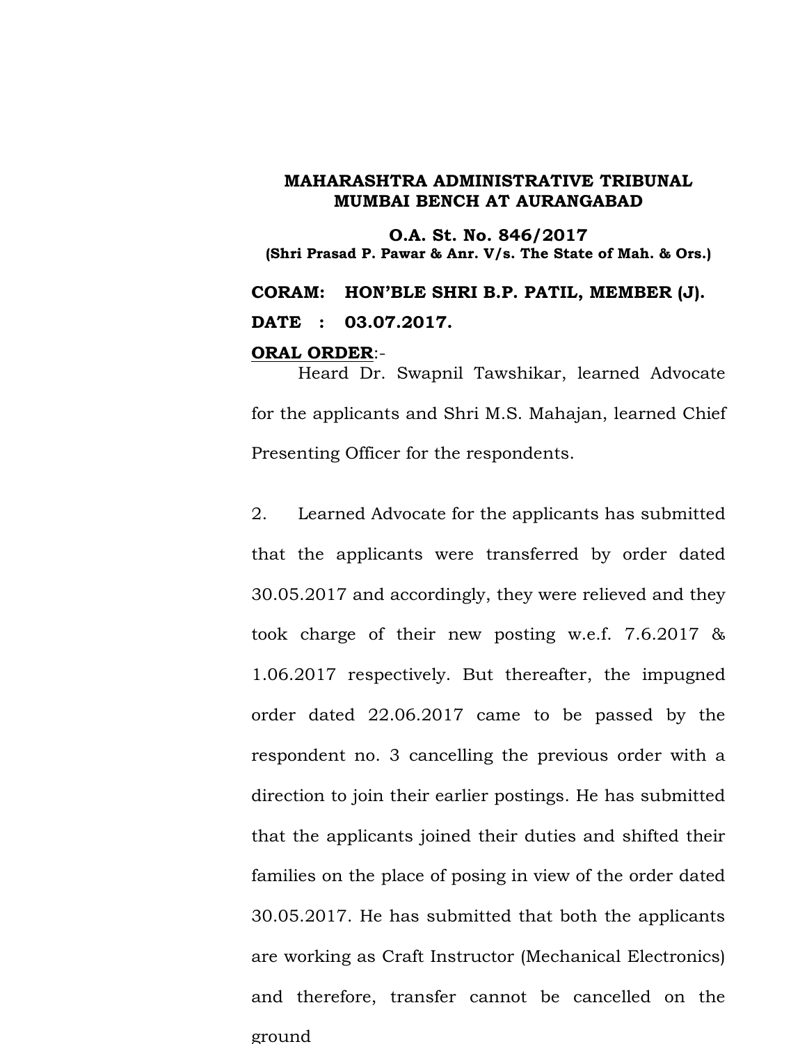**MAHARASHTRA ADMINISTRATIVE TRIBUNAL**
**MUMBAI BENCH AT AURANGABAD**

**O.A. St. No. 846/2017**
**(Shri Prasad P. Pawar & Anr. V/s. The State of Mah. & Ors.)**

**CORAM: HON'BLE SHRI B.P. PATIL, MEMBER (J).**

**DATE : 03.07.2017.**

**ORAL ORDER**:-

Heard Dr. Swapnil Tawshikar, learned Advocate for the applicants and Shri M.S. Mahajan, learned Chief Presenting Officer for the respondents.

2. Learned Advocate for the applicants has submitted that the applicants were transferred by order dated 30.05.2017 and accordingly, they were relieved and they took charge of their new posting w.e.f. 7.6.2017 & 1.06.2017 respectively. But thereafter, the impugned order dated 22.06.2017 came to be passed by the respondent no. 3 cancelling the previous order with a direction to join their earlier postings. He has submitted that the applicants joined their duties and shifted their families on the place of posing in view of the order dated 30.05.2017. He has submitted that both the applicants are working as Craft Instructor (Mechanical Electronics) and therefore, transfer cannot be cancelled on the ground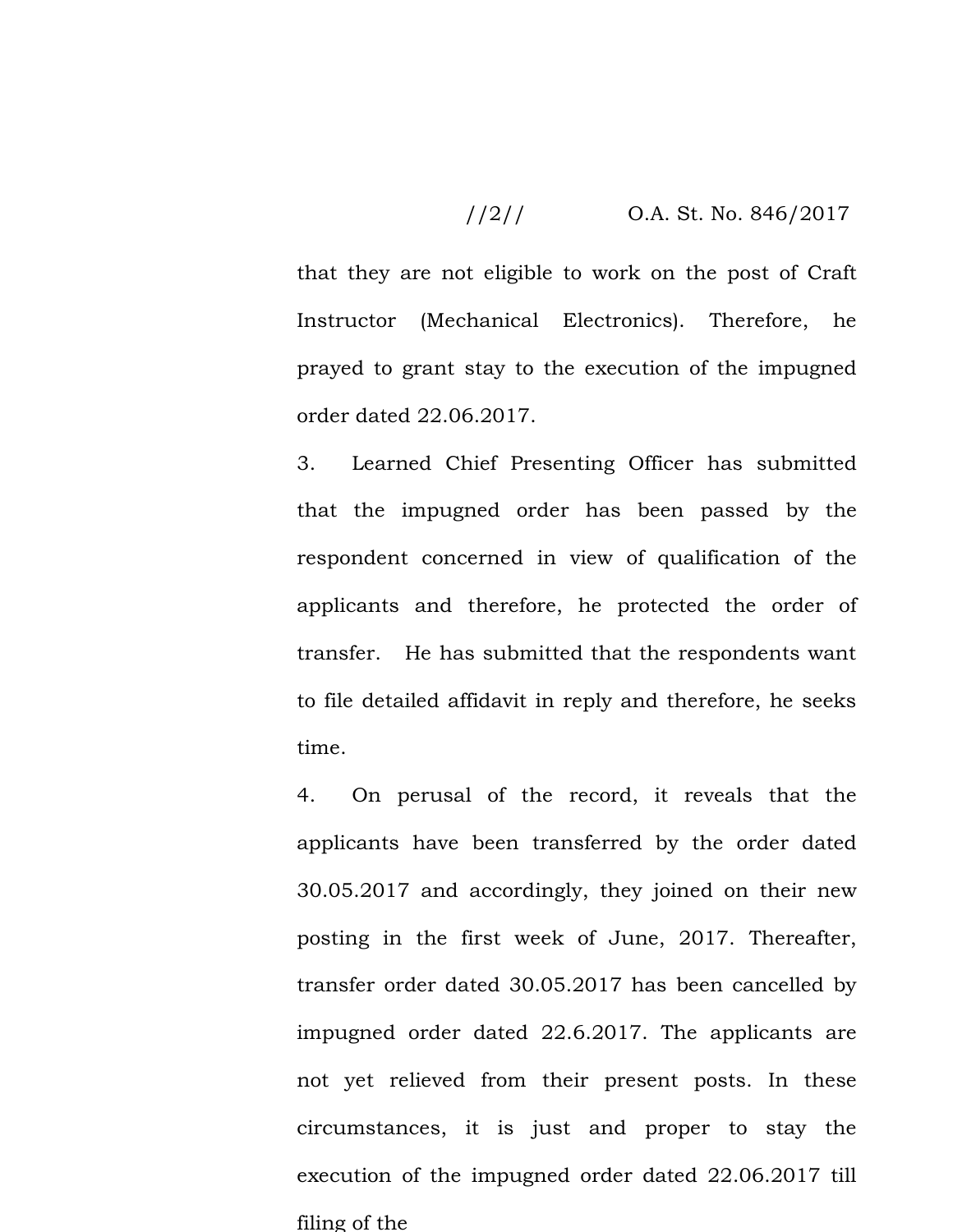that they are not eligible to work on the post of Craft Instructor (Mechanical Electronics). Therefore, he prayed to grant stay to the execution of the impugned order dated 22.06.2017.

3. Learned Chief Presenting Officer has submitted that the impugned order has been passed by the respondent concerned in view of qualification of the applicants and therefore, he protected the order of transfer. He has submitted that the respondents want to file detailed affidavit in reply and therefore, he seeks time.

4. On perusal of the record, it reveals that the applicants have been transferred by the order dated 30.05.2017 and accordingly, they joined on their new posting in the first week of June, 2017. Thereafter, transfer order dated 30.05.2017 has been cancelled by impugned order dated 22.6.2017. The applicants are not yet relieved from their present posts. In these circumstances, it is just and proper to stay the execution of the impugned order dated 22.06.2017 till filing of the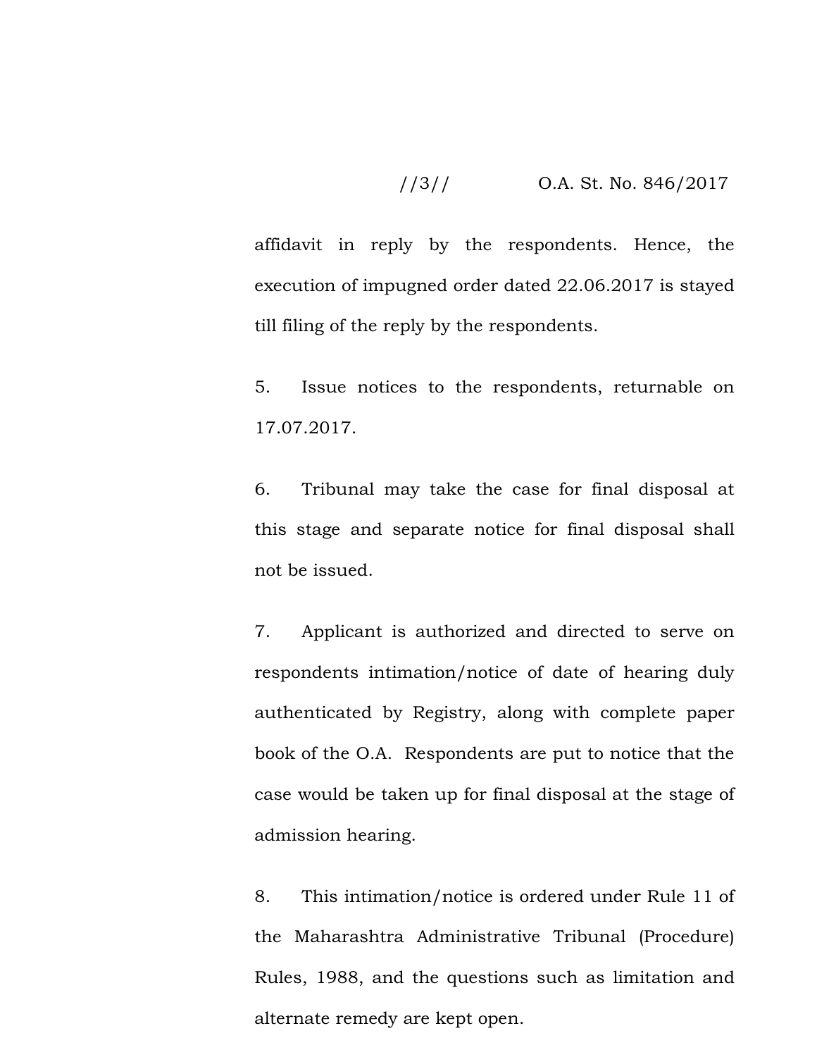affidavit in reply by the respondents. Hence, the execution of impugned order dated 22.06.2017 is stayed till filing of the reply by the respondents.

5. Issue notices to the respondents, returnable on 17.07.2017.

6. Tribunal may take the case for final disposal at this stage and separate notice for final disposal shall not be issued.

7. Applicant is authorized and directed to serve on respondents intimation/notice of date of hearing duly authenticated by Registry, along with complete paper book of the O.A. Respondents are put to notice that the case would be taken up for final disposal at the stage of admission hearing.

8. This intimation/notice is ordered under Rule 11 of the Maharashtra Administrative Tribunal (Procedure) Rules, 1988, and the questions such as limitation and alternate remedy are kept open.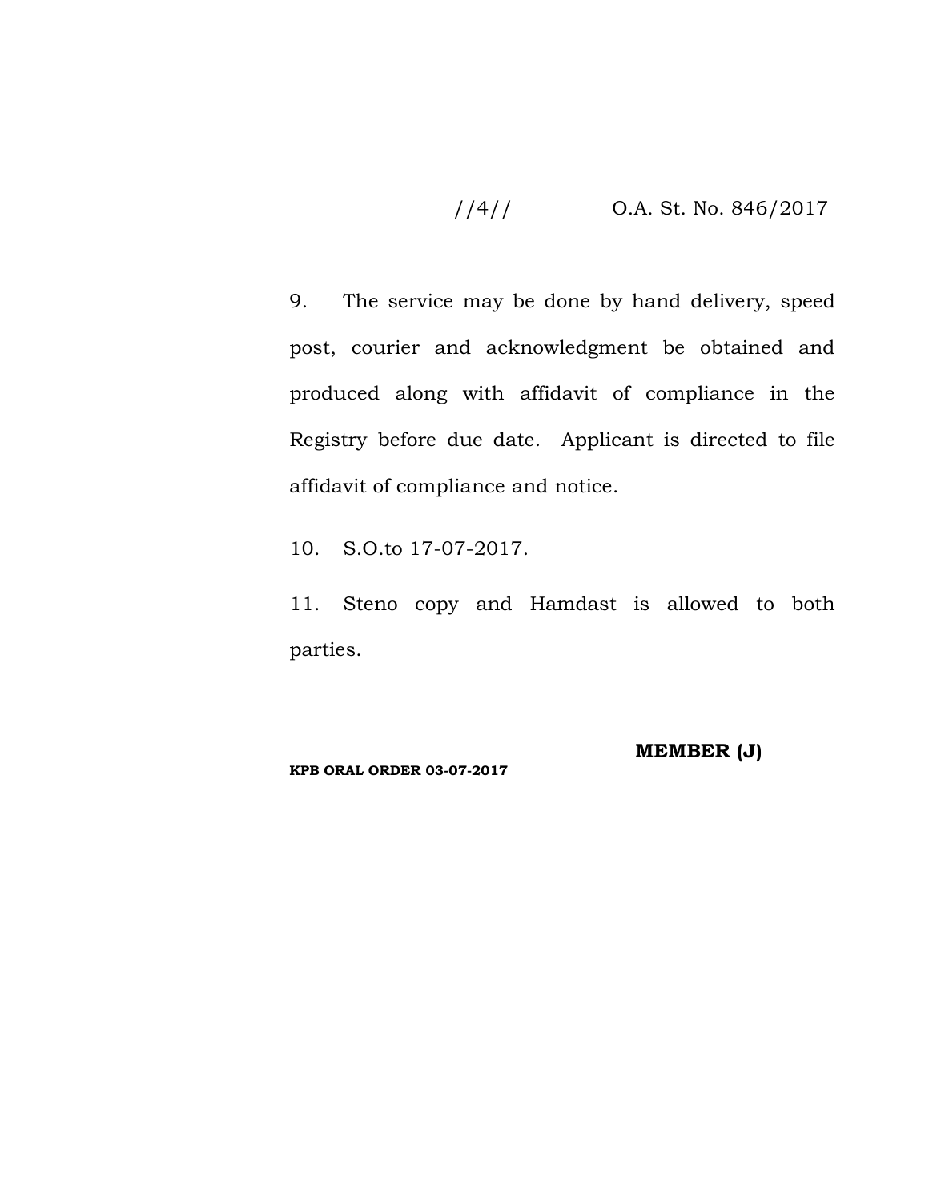9. The service may be done by hand delivery, speed post, courier and acknowledgment be obtained and produced along with affidavit of compliance in the Registry before due date. Applicant is directed to file affidavit of compliance and notice.

10. S.O.to 17-07-2017.

11. Steno copy and Hamdast is allowed to both parties.

**MEMBER (J)**

**KPB ORAL ORDER 03-07-2017**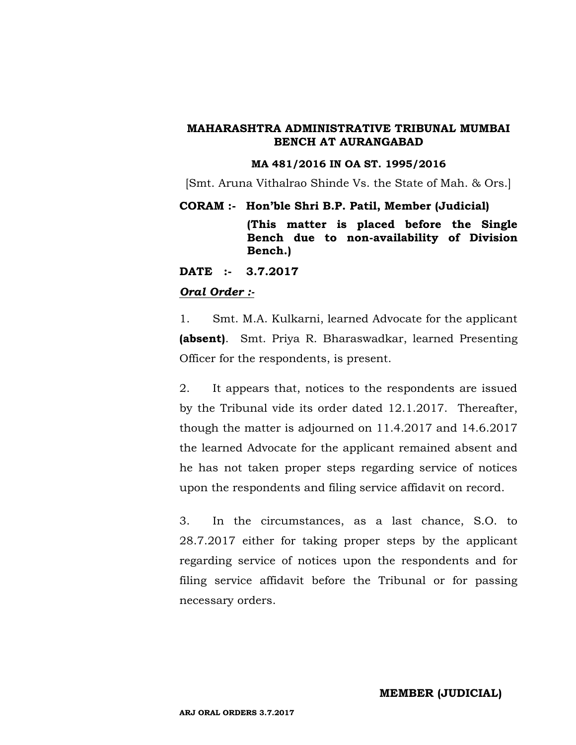**MAHARASHTRA ADMINISTRATIVE TRIBUNAL MUMBAI BENCH AT AURANGABAD**

**MA 481/2016 IN OA ST. 1995/2016**

[Smt. Aruna Vithalrao Shinde Vs. the State of Mah. & Ors.]

**CORAM :- Hon'ble Shri B.P. Patil, Member (Judicial)**

**(This matter is placed before the Single Bench due to non-availability of Division Bench.)**

**DATE :- 3.7.2017**

***Oral Order :-***

1. Smt. M.A. Kulkarni, learned Advocate for the applicant **(absent)**. Smt. Priya R. Bharaswadkar, learned Presenting Officer for the respondents, is present.

2. It appears that, notices to the respondents are issued by the Tribunal vide its order dated 12.1.2017. Thereafter, though the matter is adjourned on 11.4.2017 and 14.6.2017 the learned Advocate for the applicant remained absent and he has not taken proper steps regarding service of notices upon the respondents and filing service affidavit on record.

3. In the circumstances, as a last chance, S.O. to 28.7.2017 either for taking proper steps by the applicant regarding service of notices upon the respondents and for filing service affidavit before the Tribunal or for passing necessary orders.

**MEMBER (JUDICIAL)**

**ARJ ORAL ORDERS 3.7.2017**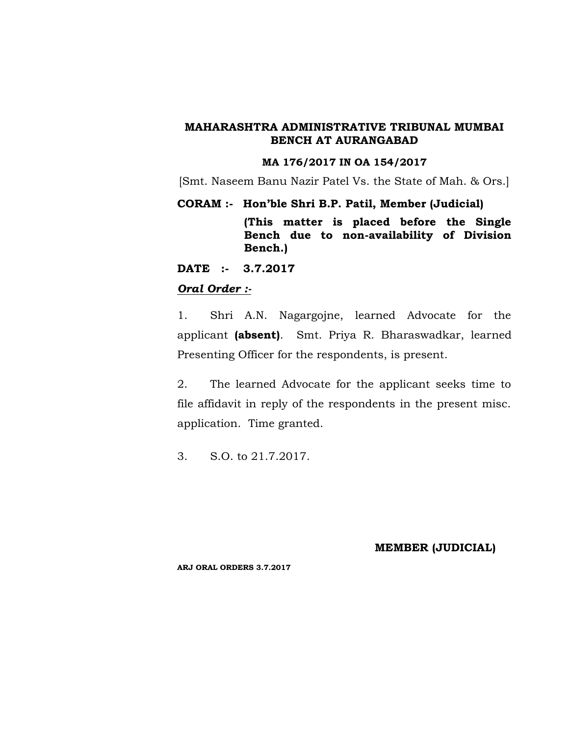**MAHARASHTRA ADMINISTRATIVE TRIBUNAL MUMBAI BENCH AT AURANGABAD**

**MA 176/2017 IN OA 154/2017**

[Smt. Naseem Banu Nazir Patel Vs. the State of Mah. & Ors.]

**CORAM :- Hon'ble Shri B.P. Patil, Member (Judicial)**

**(This matter is placed before the Single Bench due to non-availability of Division Bench.)**

**DATE :- 3.7.2017**

***Oral Order :-***

1. Shri A.N. Nagargojne, learned Advocate for the applicant **(absent)**. Smt. Priya R. Bharaswadkar, learned Presenting Officer for the respondents, is present.

2. The learned Advocate for the applicant seeks time to file affidavit in reply of the respondents in the present misc. application. Time granted.

3. S.O. to 21.7.2017.

**MEMBER (JUDICIAL)**

**ARJ ORAL ORDERS 3.7.2017**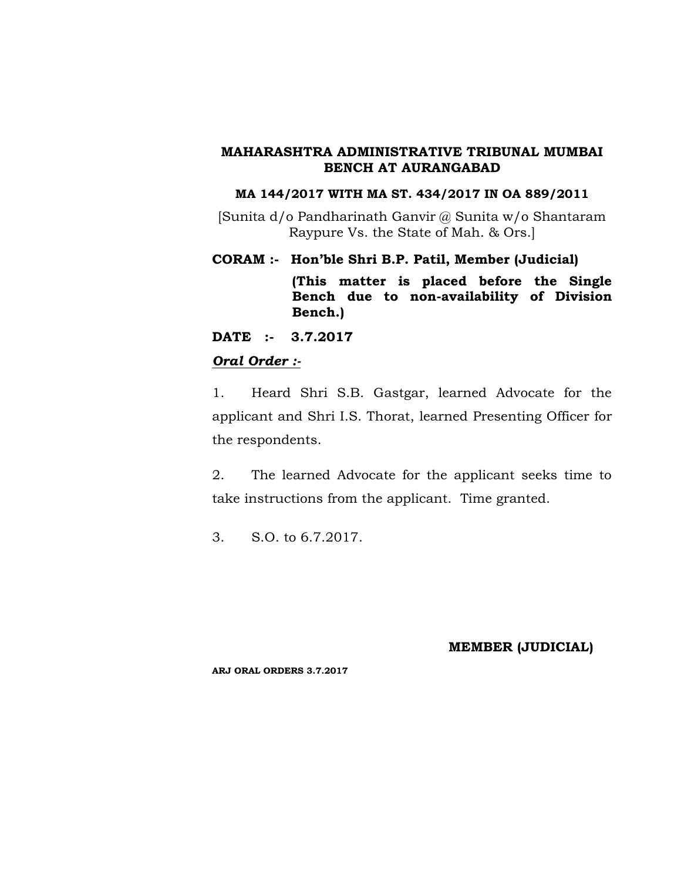**MAHARASHTRA ADMINISTRATIVE TRIBUNAL MUMBAI BENCH AT AURANGABAD**

**MA 144/2017 WITH MA ST. 434/2017 IN OA 889/2011**

[Sunita d/o Pandharinath Ganvir @ Sunita w/o Shantaram Raypure Vs. the State of Mah. & Ors.]

**CORAM :- Hon'ble Shri B.P. Patil, Member (Judicial)**

**(This matter is placed before the Single Bench due to non-availability of Division Bench.)**

**DATE :- 3.7.2017**

***Oral Order :-***

1. Heard Shri S.B. Gastgar, learned Advocate for the applicant and Shri I.S. Thorat, learned Presenting Officer for the respondents.

2. The learned Advocate for the applicant seeks time to take instructions from the applicant. Time granted.

3. S.O. to 6.7.2017.

**MEMBER (JUDICIAL)**

**ARJ ORAL ORDERS 3.7.2017**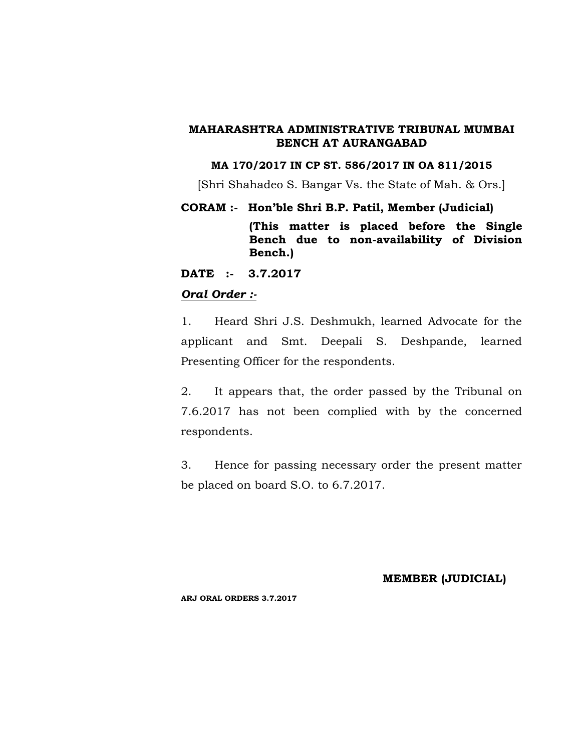**MAHARASHTRA ADMINISTRATIVE TRIBUNAL MUMBAI BENCH AT AURANGABAD**

**MA 170/2017 IN CP ST. 586/2017 IN OA 811/2015**

[Shri Shahadeo S. Bangar Vs. the State of Mah. & Ors.]

**CORAM :- Hon'ble Shri B.P. Patil, Member (Judicial)**

**(This matter is placed before the Single Bench due to non-availability of Division Bench.)**

**DATE :- 3.7.2017**

***Oral Order :-***

1. Heard Shri J.S. Deshmukh, learned Advocate for the applicant and Smt. Deepali S. Deshpande, learned Presenting Officer for the respondents.

2. It appears that, the order passed by the Tribunal on 7.6.2017 has not been complied with by the concerned respondents.

3. Hence for passing necessary order the present matter be placed on board S.O. to 6.7.2017.

**MEMBER (JUDICIAL)**

**ARJ ORAL ORDERS 3.7.2017**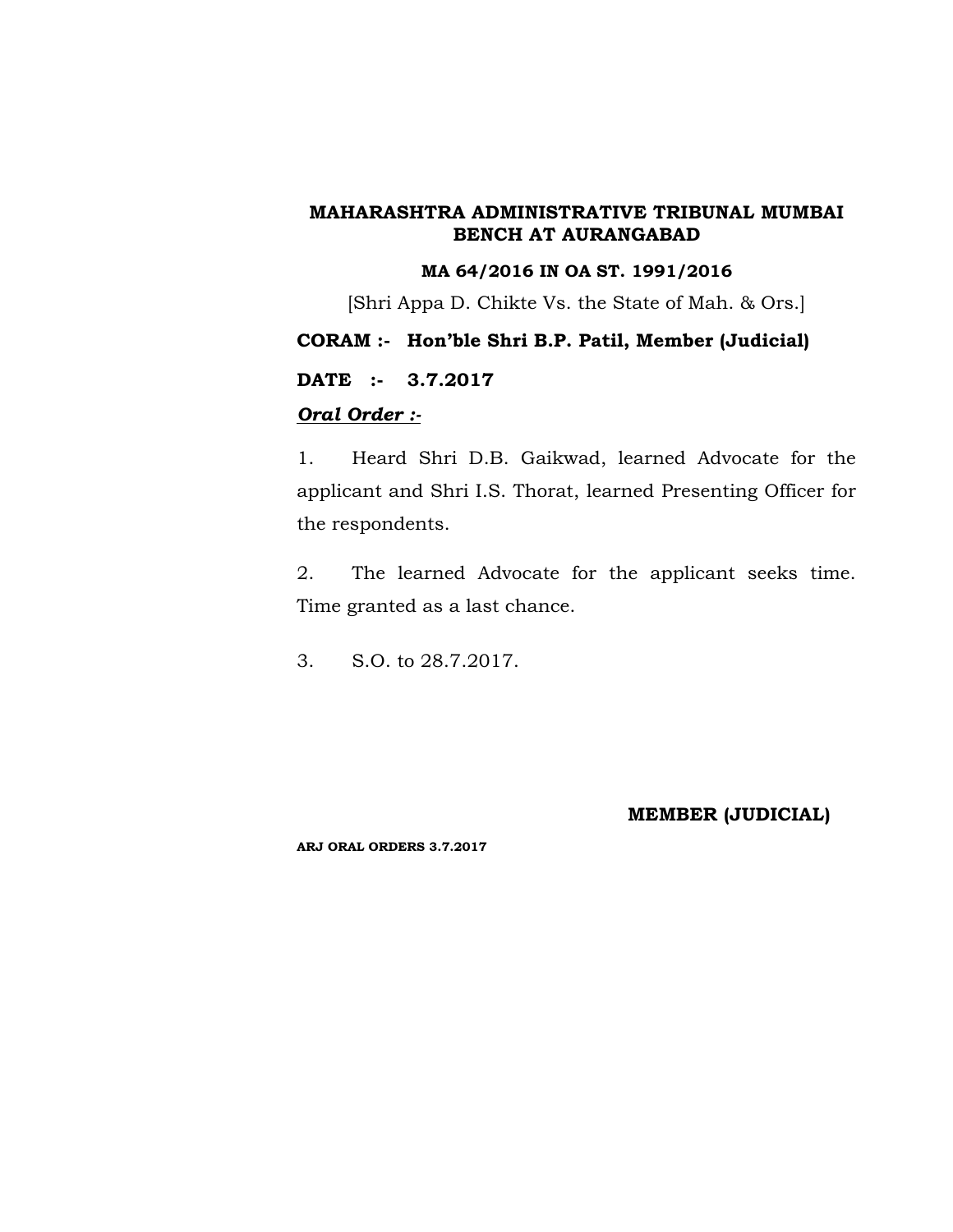**MAHARASHTRA ADMINISTRATIVE TRIBUNAL MUMBAI BENCH AT AURANGABAD**

**MA 64/2016 IN OA ST. 1991/2016**

[Shri Appa D. Chikte Vs. the State of Mah. & Ors.]

**CORAM :- Hon'ble Shri B.P. Patil, Member (Judicial)**

**DATE :- 3.7.2017**

***Oral Order :-***

1. Heard Shri D.B. Gaikwad, learned Advocate for the applicant and Shri I.S. Thorat, learned Presenting Officer for the respondents.

2. The learned Advocate for the applicant seeks time. Time granted as a last chance.

3. S.O. to 28.7.2017.

**MEMBER (JUDICIAL)**

**ARJ ORAL ORDERS 3.7.2017**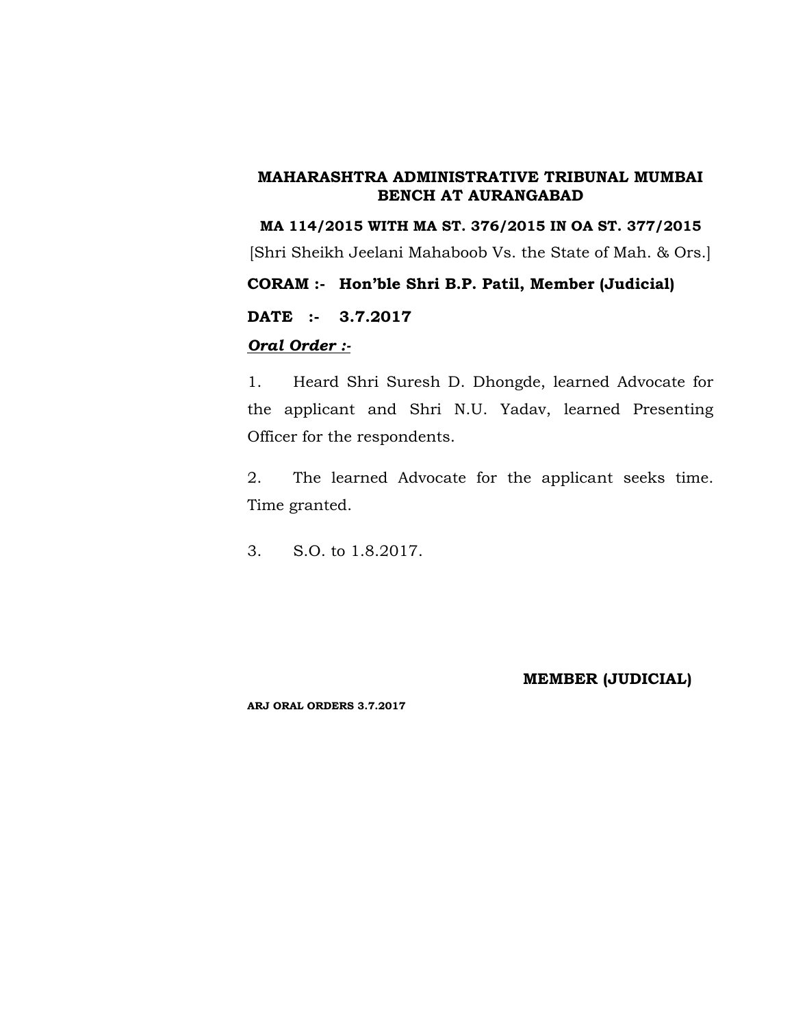**MAHARASHTRA ADMINISTRATIVE TRIBUNAL MUMBAI BENCH AT AURANGABAD**

**MA 114/2015 WITH MA ST. 376/2015 IN OA ST. 377/2015**

[Shri Sheikh Jeelani Mahaboob Vs. the State of Mah. & Ors.]

**CORAM :- Hon'ble Shri B.P. Patil, Member (Judicial)**

**DATE :- 3.7.2017**

***Oral Order :-***

1. Heard Shri Suresh D. Dhongde, learned Advocate for the applicant and Shri N.U. Yadav, learned Presenting Officer for the respondents.

2. The learned Advocate for the applicant seeks time. Time granted.

3. S.O. to 1.8.2017.

**MEMBER (JUDICIAL)**

**ARJ ORAL ORDERS 3.7.2017**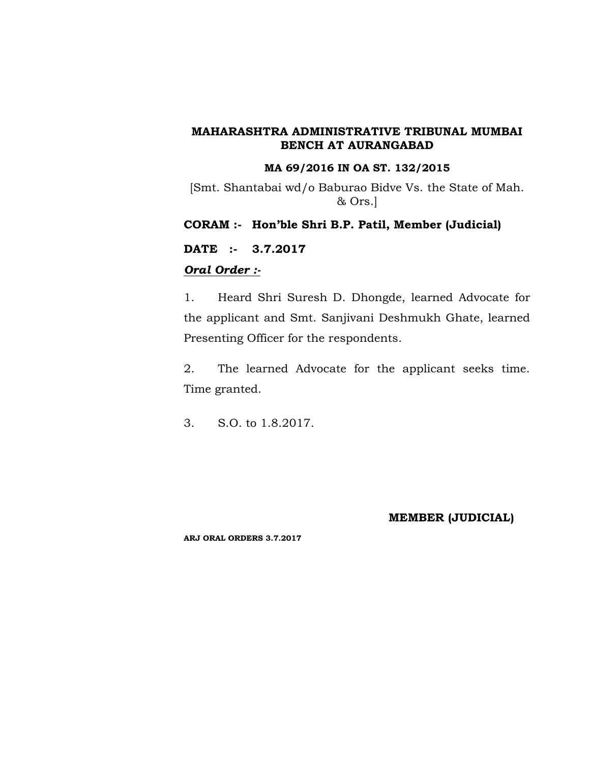**MAHARASHTRA ADMINISTRATIVE TRIBUNAL MUMBAI BENCH AT AURANGABAD**

**MA 69/2016 IN OA ST. 132/2015**

[Smt. Shantabai wd/o Baburao Bidve Vs. the State of Mah. & Ors.]

**CORAM :- Hon'ble Shri B.P. Patil, Member (Judicial)**

**DATE :- 3.7.2017**

***Oral Order :-***

1. Heard Shri Suresh D. Dhongde, learned Advocate for the applicant and Smt. Sanjivani Deshmukh Ghate, learned Presenting Officer for the respondents.

2. The learned Advocate for the applicant seeks time. Time granted.

3. S.O. to 1.8.2017.

**MEMBER (JUDICIAL)**

**ARJ ORAL ORDERS 3.7.2017**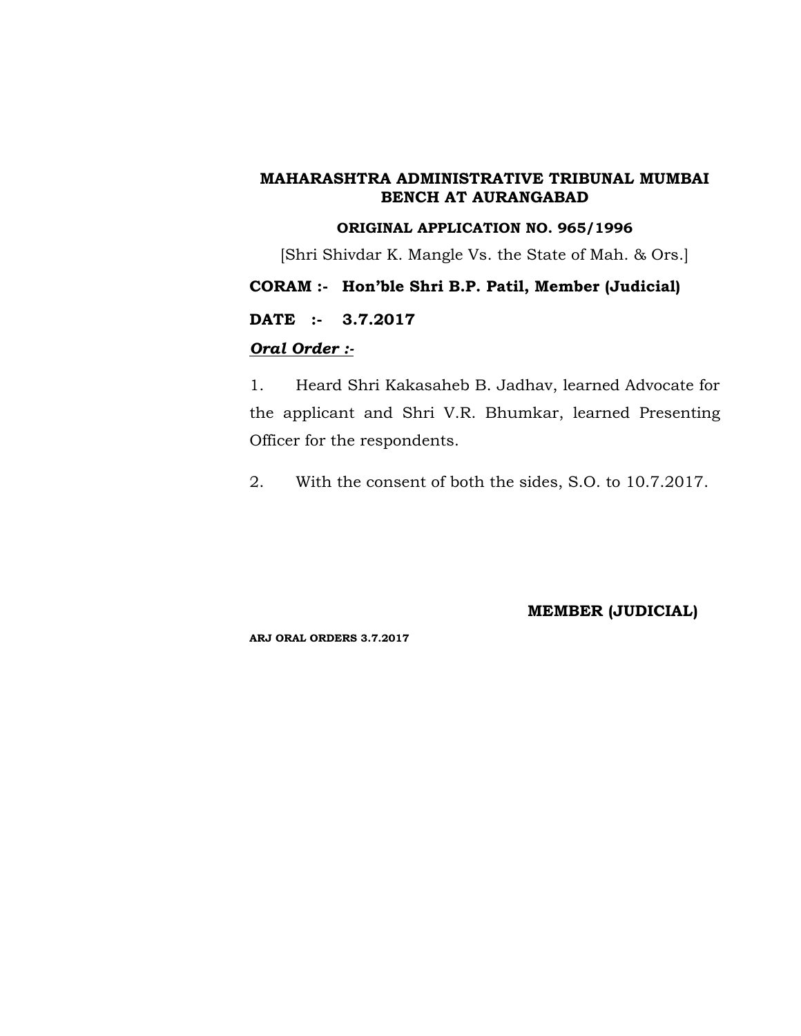**MAHARASHTRA ADMINISTRATIVE TRIBUNAL MUMBAI BENCH AT AURANGABAD**

**ORIGINAL APPLICATION NO. 965/1996**

[Shri Shivdar K. Mangle Vs. the State of Mah. & Ors.]

**CORAM :- Hon'ble Shri B.P. Patil, Member (Judicial)**

**DATE :- 3.7.2017**

***Oral Order :-***

1. Heard Shri Kakasaheb B. Jadhav, learned Advocate for the applicant and Shri V.R. Bhumkar, learned Presenting Officer for the respondents.

2. With the consent of both the sides, S.O. to 10.7.2017.

**MEMBER (JUDICIAL)**

**ARJ ORAL ORDERS 3.7.2017**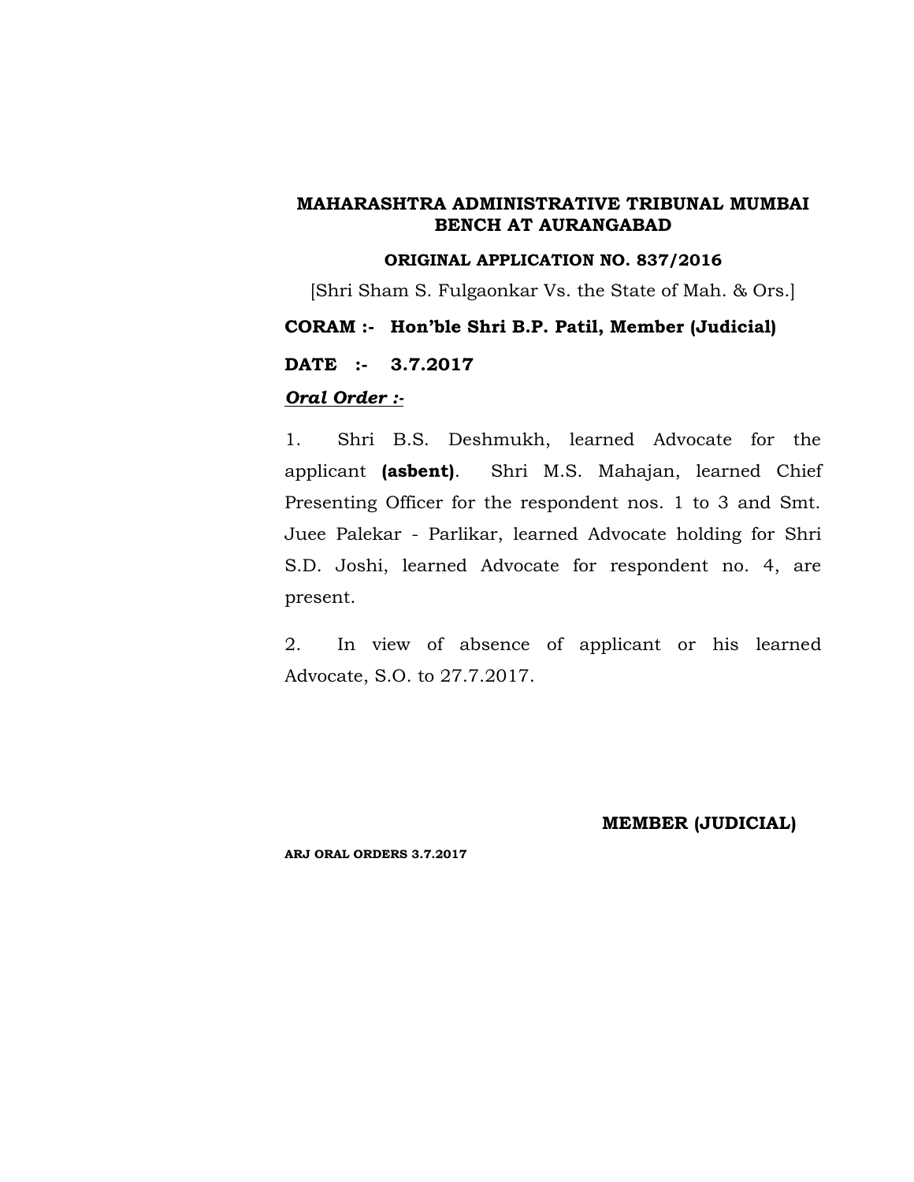**MAHARASHTRA ADMINISTRATIVE TRIBUNAL MUMBAI BENCH AT AURANGABAD**

**ORIGINAL APPLICATION NO. 837/2016**

[Shri Sham S. Fulgaonkar Vs. the State of Mah. & Ors.]

**CORAM :- Hon'ble Shri B.P. Patil, Member (Judicial)**

**DATE :- 3.7.2017**

***Oral Order :-***

1. Shri B.S. Deshmukh, learned Advocate for the applicant **(asbent)**. Shri M.S. Mahajan, learned Chief Presenting Officer for the respondent nos. 1 to 3 and Smt. Juee Palekar - Parlikar, learned Advocate holding for Shri S.D. Joshi, learned Advocate for respondent no. 4, are present.

2. In view of absence of applicant or his learned Advocate, S.O. to 27.7.2017.

**MEMBER (JUDICIAL)**

**ARJ ORAL ORDERS 3.7.2017**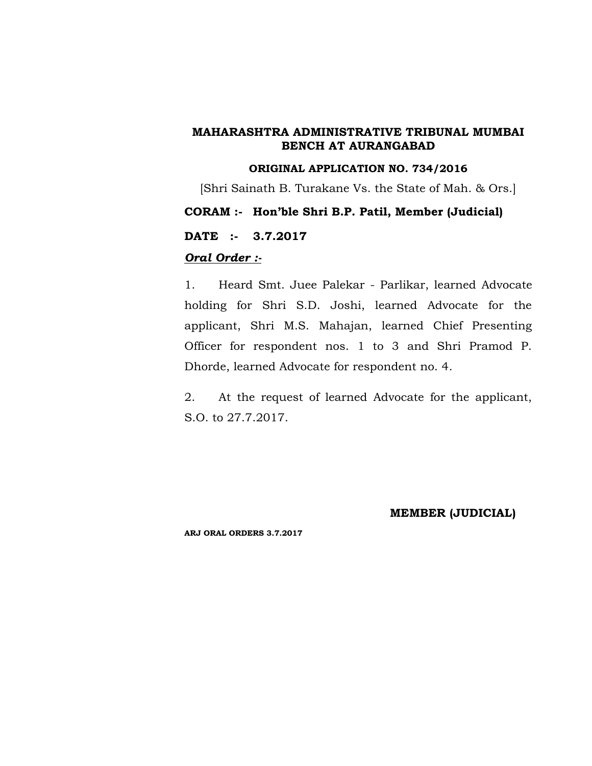**MAHARASHTRA ADMINISTRATIVE TRIBUNAL MUMBAI BENCH AT AURANGABAD**

**ORIGINAL APPLICATION NO. 734/2016**

[Shri Sainath B. Turakane Vs. the State of Mah. & Ors.]

**CORAM :- Hon'ble Shri B.P. Patil, Member (Judicial)**

**DATE :- 3.7.2017**

***Oral Order :-***

1. Heard Smt. Juee Palekar - Parlikar, learned Advocate holding for Shri S.D. Joshi, learned Advocate for the applicant, Shri M.S. Mahajan, learned Chief Presenting Officer for respondent nos. 1 to 3 and Shri Pramod P. Dhorde, learned Advocate for respondent no. 4.

2. At the request of learned Advocate for the applicant, S.O. to 27.7.2017.

**MEMBER (JUDICIAL)**

**ARJ ORAL ORDERS 3.7.2017**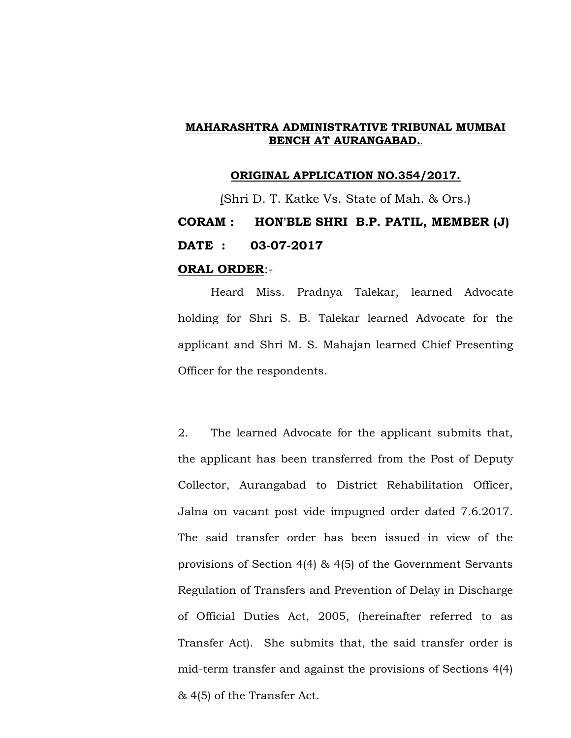**MAHARASHTRA ADMINISTRATIVE TRIBUNAL MUMBAI BENCH AT AURANGABAD.**

**ORIGINAL APPLICATION NO.354/2017.**

(Shri D. T. Katke Vs. State of Mah. & Ors.)

**CORAM : HON'BLE SHRI B.P. PATIL, MEMBER (J)**

**DATE : 03-07-2017**

**ORAL ORDER**:-

Heard Miss. Pradnya Talekar, learned Advocate holding for Shri S. B. Talekar learned Advocate for the applicant and Shri M. S. Mahajan learned Chief Presenting Officer for the respondents.

2. The learned Advocate for the applicant submits that, the applicant has been transferred from the Post of Deputy Collector, Aurangabad to District Rehabilitation Officer, Jalna on vacant post vide impugned order dated 7.6.2017. The said transfer order has been issued in view of the provisions of Section 4(4) & 4(5) of the Government Servants Regulation of Transfers and Prevention of Delay in Discharge of Official Duties Act, 2005, (hereinafter referred to as Transfer Act). She submits that, the said transfer order is mid-term transfer and against the provisions of Sections 4(4) & 4(5) of the Transfer Act.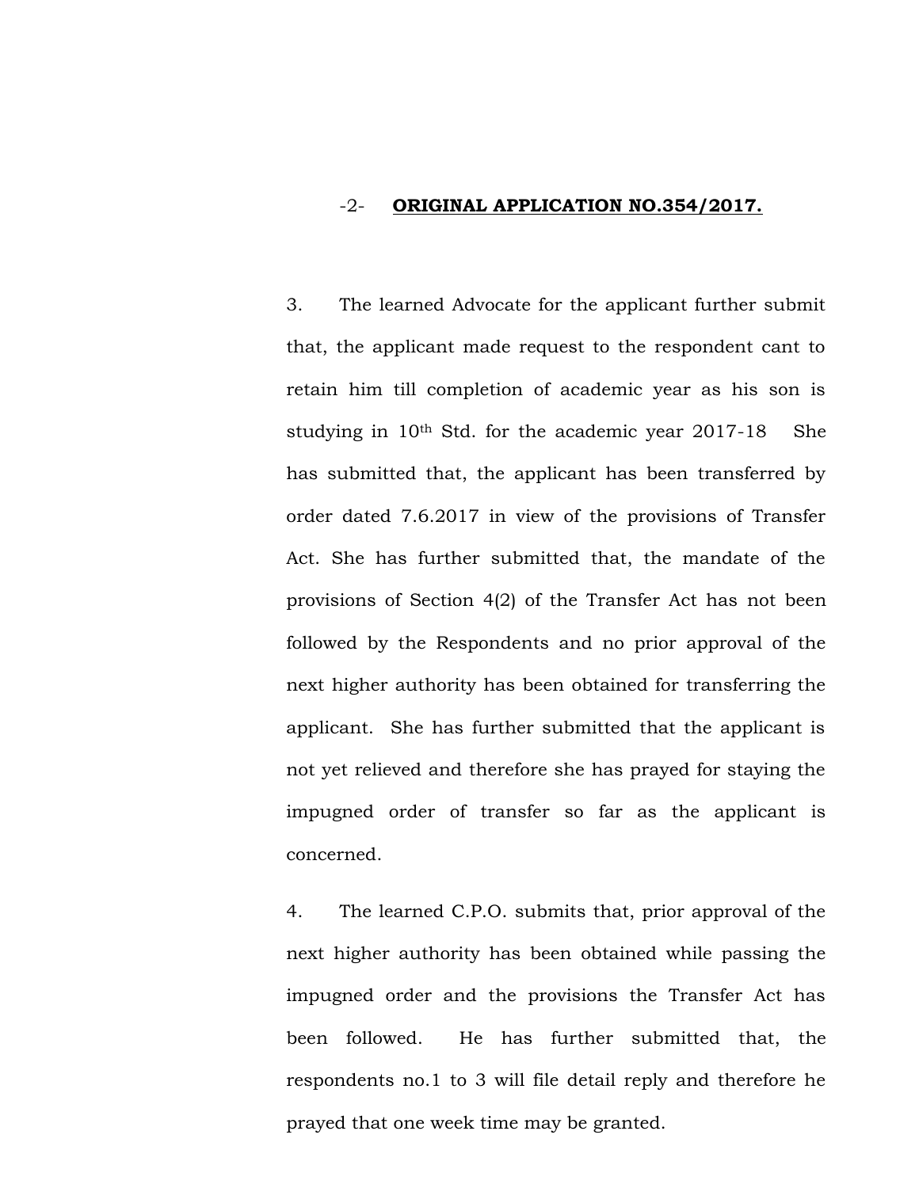-2- **ORIGINAL APPLICATION NO.354/2017.**

3. The learned Advocate for the applicant further submit that, the applicant made request to the respondent cant to retain him till completion of academic year as his son is studying in 10th Std. for the academic year 2017-18 She has submitted that, the applicant has been transferred by order dated 7.6.2017 in view of the provisions of Transfer Act. She has further submitted that, the mandate of the provisions of Section 4(2) of the Transfer Act has not been followed by the Respondents and no prior approval of the next higher authority has been obtained for transferring the applicant. She has further submitted that the applicant is not yet relieved and therefore she has prayed for staying the impugned order of transfer so far as the applicant is concerned.

4. The learned C.P.O. submits that, prior approval of the next higher authority has been obtained while passing the impugned order and the provisions the Transfer Act has been followed. He has further submitted that, the respondents no.1 to 3 will file detail reply and therefore he prayed that one week time may be granted.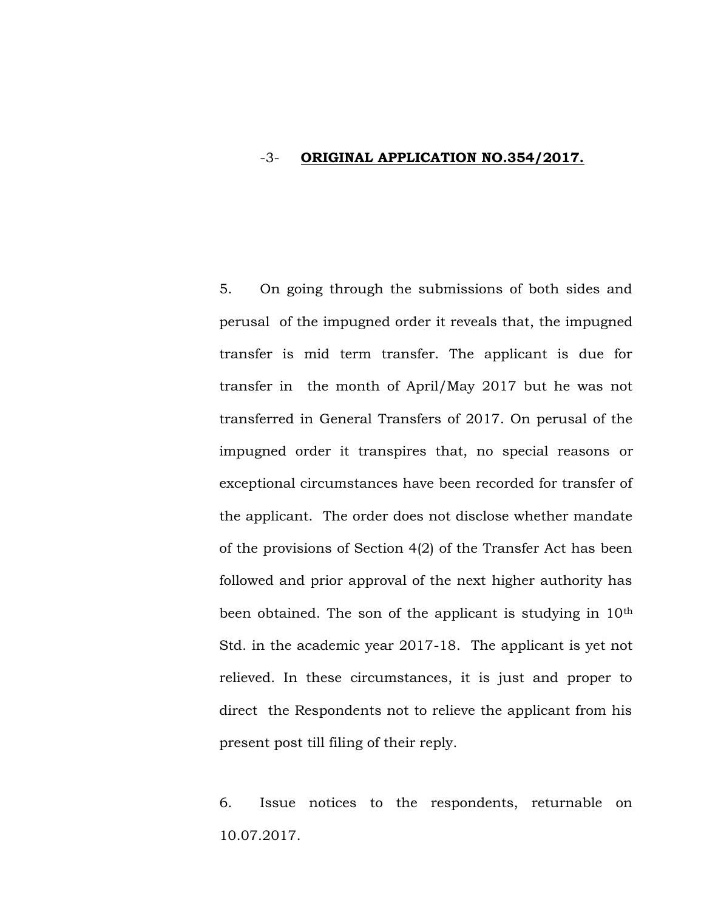5. On going through the submissions of both sides and perusal of the impugned order it reveals that, the impugned transfer is mid term transfer. The applicant is due for transfer in the month of April/May 2017 but he was not transferred in General Transfers of 2017. On perusal of the impugned order it transpires that, no special reasons or exceptional circumstances have been recorded for transfer of the applicant. The order does not disclose whether mandate of the provisions of Section 4(2) of the Transfer Act has been followed and prior approval of the next higher authority has been obtained. The son of the applicant is studying in 10th Std. in the academic year 2017-18. The applicant is yet not relieved. In these circumstances, it is just and proper to direct the Respondents not to relieve the applicant from his present post till filing of their reply.

6. Issue notices to the respondents, returnable on 10.07.2017.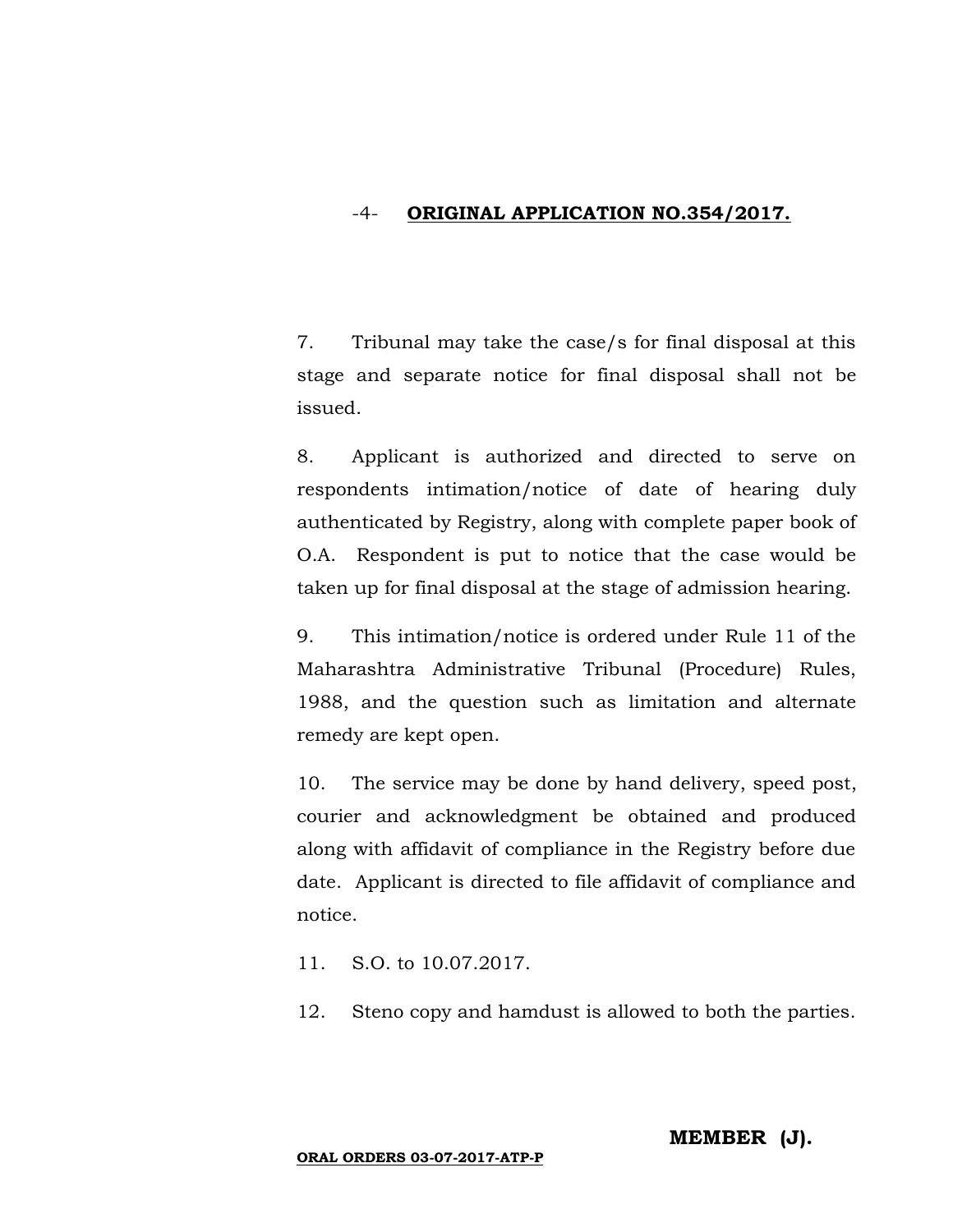**ORIGINAL APPLICATION NO.354/2017.**

7. Tribunal may take the case/s for final disposal at this stage and separate notice for final disposal shall not be issued.

8. Applicant is authorized and directed to serve on respondents intimation/notice of date of hearing duly authenticated by Registry, along with complete paper book of O.A. Respondent is put to notice that the case would be taken up for final disposal at the stage of admission hearing.

9. This intimation/notice is ordered under Rule 11 of the Maharashtra Administrative Tribunal (Procedure) Rules, 1988, and the question such as limitation and alternate remedy are kept open.

10. The service may be done by hand delivery, speed post, courier and acknowledgment be obtained and produced along with affidavit of compliance in the Registry before due date. Applicant is directed to file affidavit of compliance and notice.

11. S.O. to 10.07.2017.

12. Steno copy and hamdust is allowed to both the parties.

**MEMBER (J).**

**ORAL ORDERS 03-07-2017-ATP-P**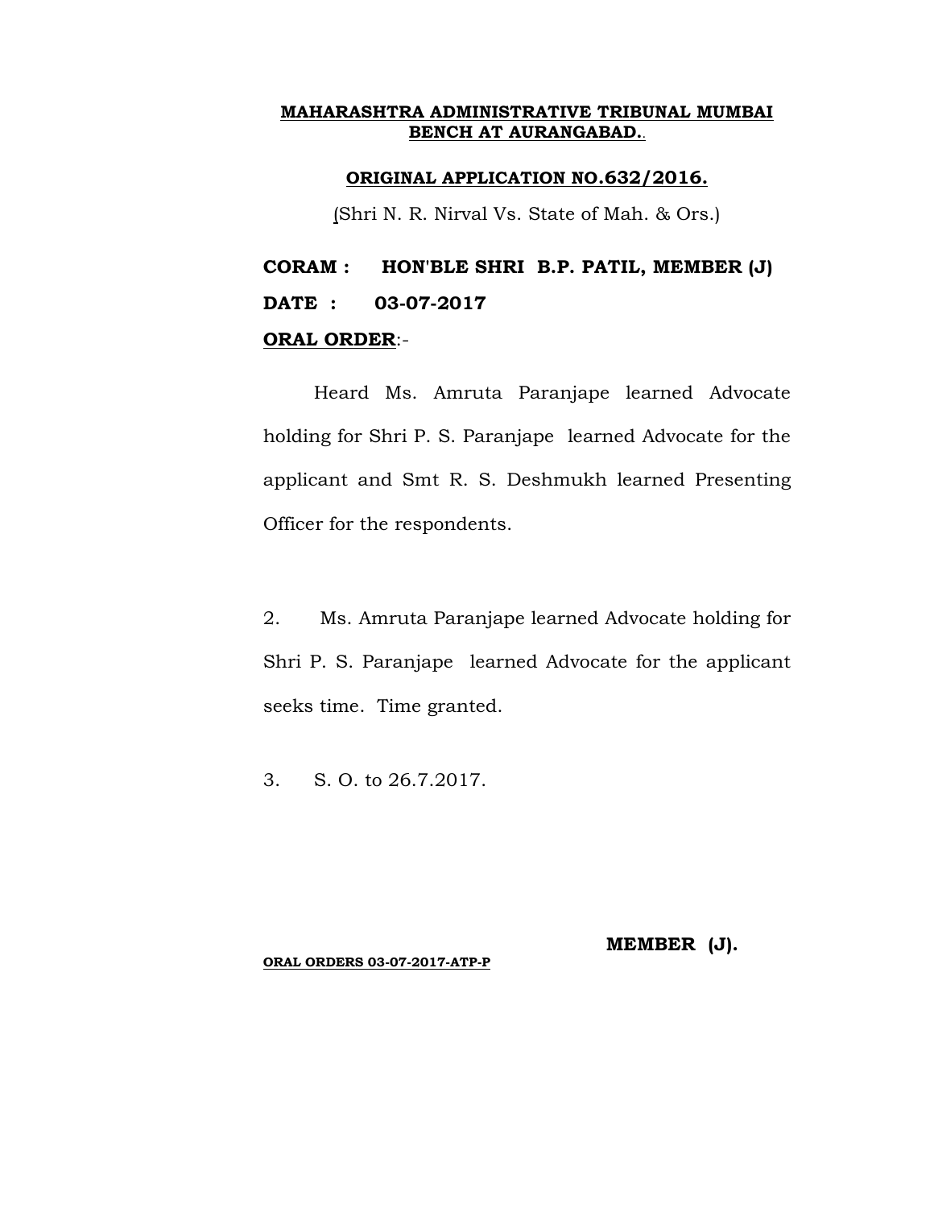**MAHARASHTRA ADMINISTRATIVE TRIBUNAL MUMBAI BENCH AT AURANGABAD.**

**ORIGINAL APPLICATION NO.632/2016.**

(Shri N. R. Nirval Vs. State of Mah. & Ors.)

**CORAM : HON'BLE SHRI B.P. PATIL, MEMBER (J)**

**DATE : 03-07-2017**

**ORAL ORDER**:-

Heard Ms. Amruta Paranjape learned Advocate holding for Shri P. S. Paranjape learned Advocate for the applicant and Smt R. S. Deshmukh learned Presenting Officer for the respondents.

2. Ms. Amruta Paranjape learned Advocate holding for Shri P. S. Paranjape learned Advocate for the applicant seeks time. Time granted.

3. S. O. to 26.7.2017.

**MEMBER (J).**

**ORAL ORDERS 03-07-2017-ATP-P**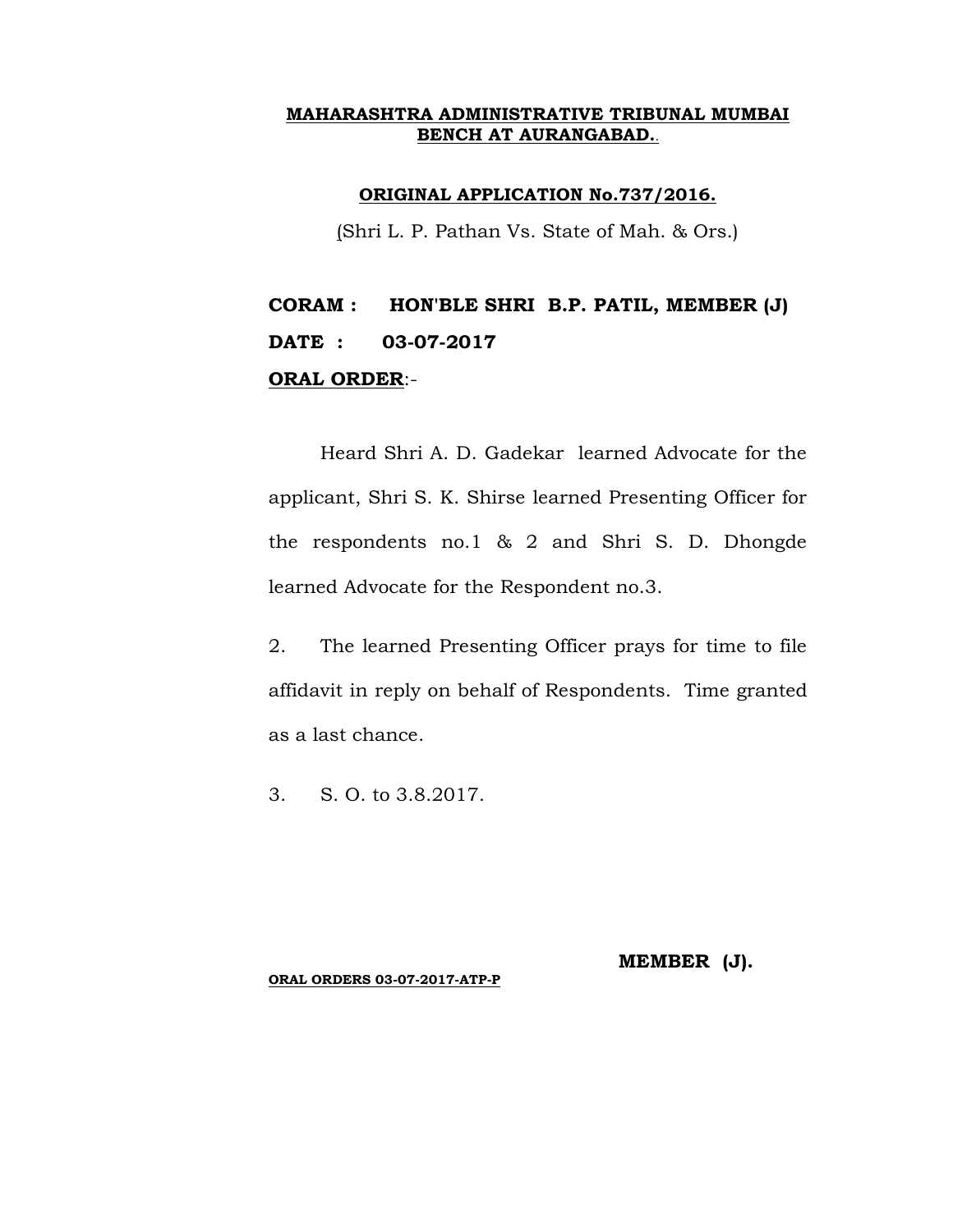**MAHARASHTRA ADMINISTRATIVE TRIBUNAL MUMBAI BENCH AT AURANGABAD.**

**ORIGINAL APPLICATION No.737/2016.**

(Shri L. P. Pathan Vs. State of Mah. & Ors.)

**CORAM : HON'BLE SHRI B.P. PATIL, MEMBER (J)**

**DATE : 03-07-2017**

**ORAL ORDER**:-

Heard Shri A. D. Gadekar learned Advocate for the applicant, Shri S. K. Shirse learned Presenting Officer for the respondents no.1 & 2 and Shri S. D. Dhongde learned Advocate for the Respondent no.3.

2. The learned Presenting Officer prays for time to file affidavit in reply on behalf of Respondents. Time granted as a last chance.

3. S. O. to 3.8.2017.

**MEMBER (J).**

**ORAL ORDERS 03-07-2017-ATP-P**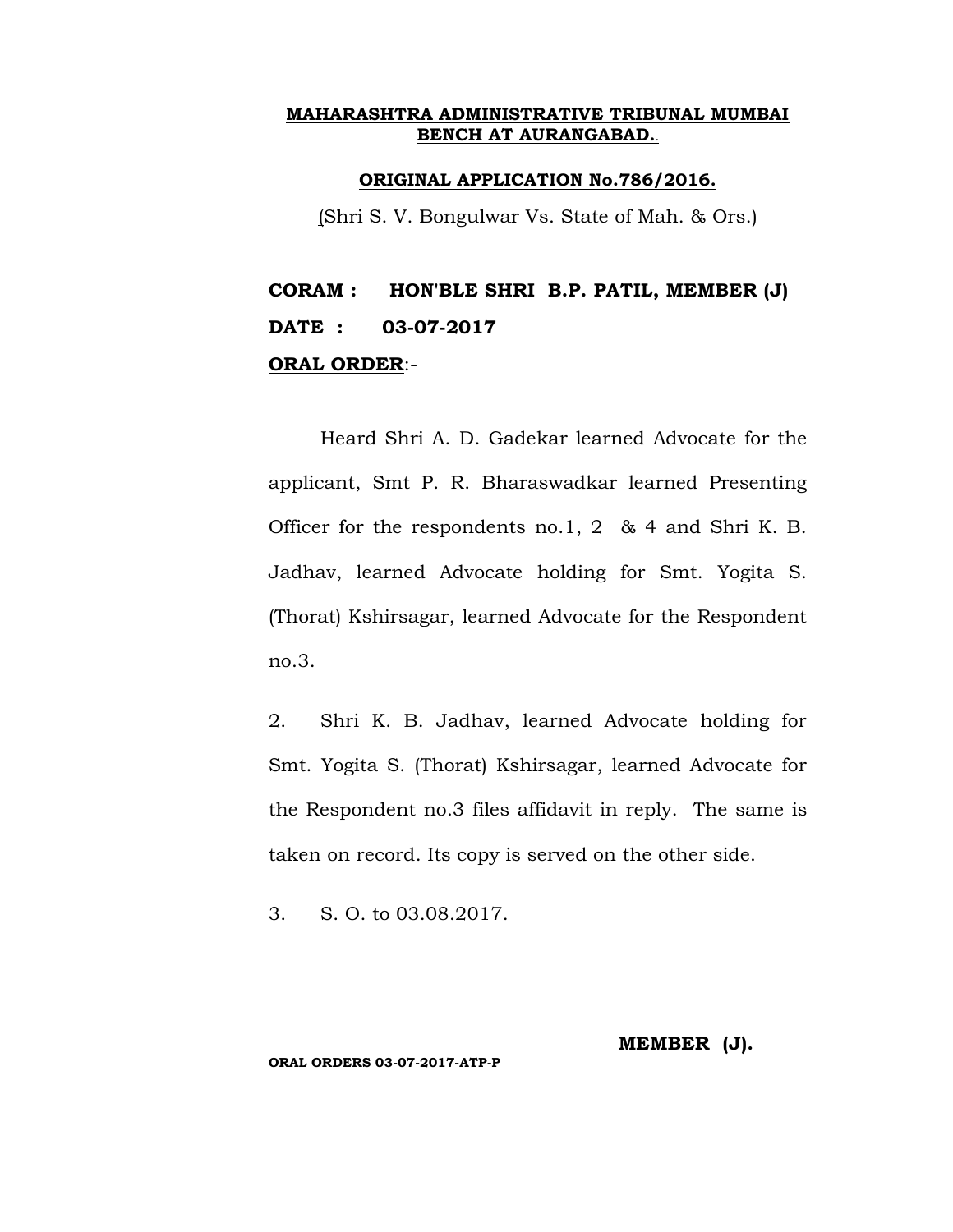**MAHARASHTRA ADMINISTRATIVE TRIBUNAL MUMBAI BENCH AT AURANGABAD.**

**ORIGINAL APPLICATION No.786/2016.**

(Shri S. V. Bongulwar Vs. State of Mah. & Ors.)

**CORAM : HON'BLE SHRI B.P. PATIL, MEMBER (J)**

**DATE : 03-07-2017**

**ORAL ORDER**:-

Heard Shri A. D. Gadekar learned Advocate for the applicant, Smt P. R. Bharaswadkar learned Presenting Officer for the respondents no.1, 2 & 4 and Shri K. B. Jadhav, learned Advocate holding for Smt. Yogita S. (Thorat) Kshirsagar, learned Advocate for the Respondent no.3.

2. Shri K. B. Jadhav, learned Advocate holding for Smt. Yogita S. (Thorat) Kshirsagar, learned Advocate for the Respondent no.3 files affidavit in reply. The same is taken on record. Its copy is served on the other side.

3. S. O. to 03.08.2017.

**MEMBER (J).**

**ORAL ORDERS 03-07-2017-ATP-P**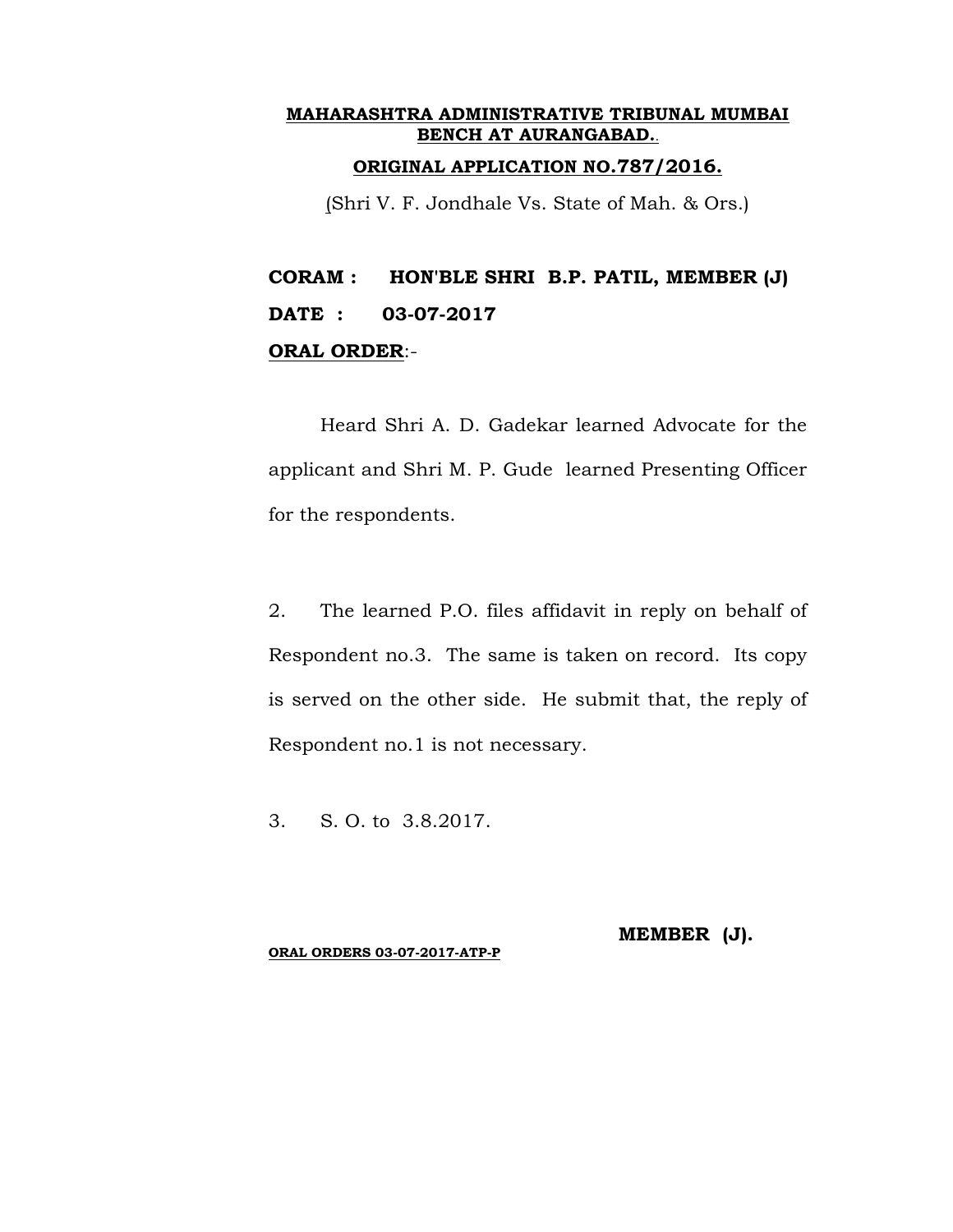**MAHARASHTRA ADMINISTRATIVE TRIBUNAL MUMBAI BENCH AT AURANGABAD.**

**ORIGINAL APPLICATION NO.787/2016.**

(Shri V. F. Jondhale Vs. State of Mah. & Ors.)

**CORAM : HON'BLE SHRI B.P. PATIL, MEMBER (J)**

**DATE : 03-07-2017**

**ORAL ORDER**:-

Heard Shri A. D. Gadekar learned Advocate for the applicant and Shri M. P. Gude learned Presenting Officer for the respondents.

2. The learned P.O. files affidavit in reply on behalf of Respondent no.3. The same is taken on record. Its copy is served on the other side. He submit that, the reply of Respondent no.1 is not necessary.

3. S. O. to 3.8.2017.

**MEMBER (J).**

**ORAL ORDERS 03-07-2017-ATP-P**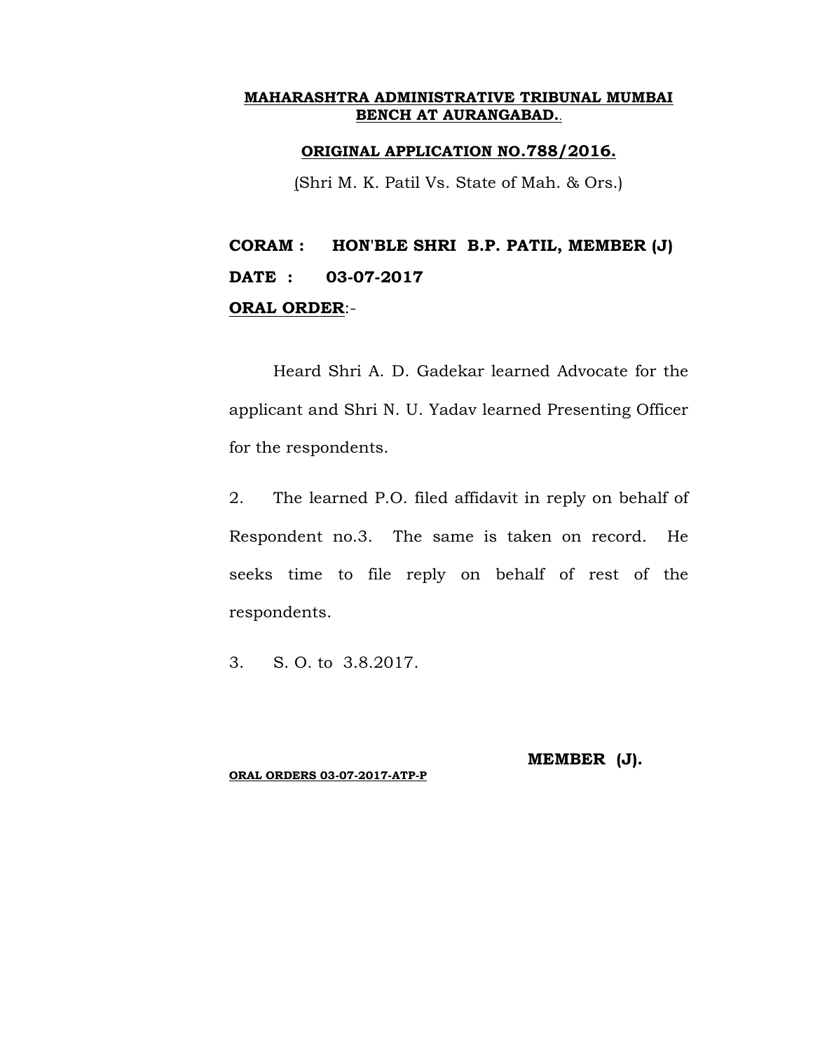**MAHARASHTRA ADMINISTRATIVE TRIBUNAL MUMBAI BENCH AT AURANGABAD.**

**ORIGINAL APPLICATION NO.788/2016.**

(Shri M. K. Patil Vs. State of Mah. & Ors.)

**CORAM : HON'BLE SHRI B.P. PATIL, MEMBER (J)**

**DATE : 03-07-2017**

**ORAL ORDER**:-

Heard Shri A. D. Gadekar learned Advocate for the applicant and Shri N. U. Yadav learned Presenting Officer for the respondents.

2. The learned P.O. filed affidavit in reply on behalf of Respondent no.3. The same is taken on record. He seeks time to file reply on behalf of rest of the respondents.

3. S. O. to 3.8.2017.

**MEMBER (J).**

**ORAL ORDERS 03-07-2017-ATP-P**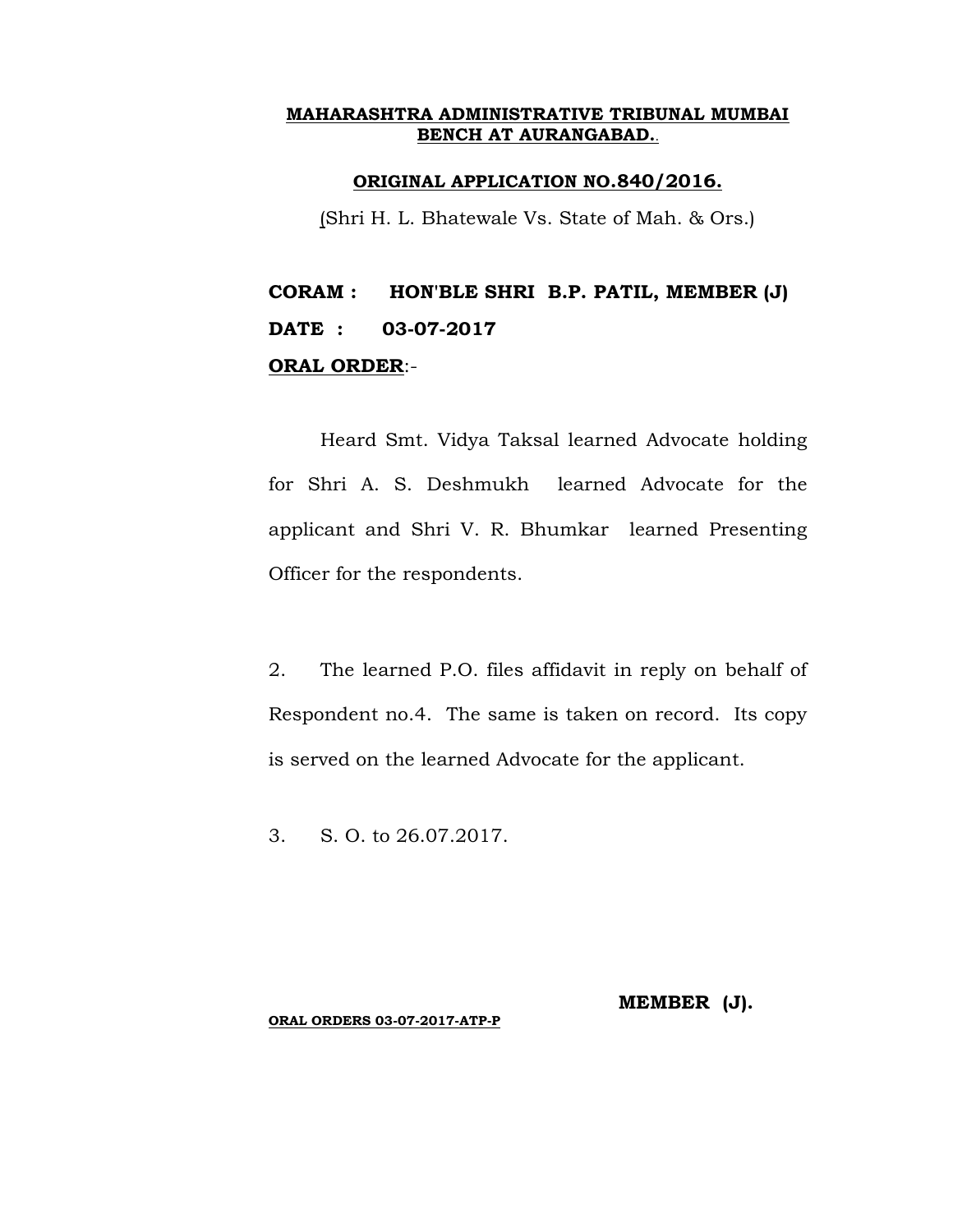**MAHARASHTRA ADMINISTRATIVE TRIBUNAL MUMBAI BENCH AT AURANGABAD.**

**ORIGINAL APPLICATION NO.840/2016.**

(Shri H. L. Bhatewale Vs. State of Mah. & Ors.)

**CORAM : HON'BLE SHRI B.P. PATIL, MEMBER (J)**

**DATE : 03-07-2017**

**ORAL ORDER**:-

Heard Smt. Vidya Taksal learned Advocate holding for Shri A. S. Deshmukh learned Advocate for the applicant and Shri V. R. Bhumkar learned Presenting Officer for the respondents.

2. The learned P.O. files affidavit in reply on behalf of Respondent no.4. The same is taken on record. Its copy is served on the learned Advocate for the applicant.

3. S. O. to 26.07.2017.

**MEMBER (J).**

**ORAL ORDERS 03-07-2017-ATP-P**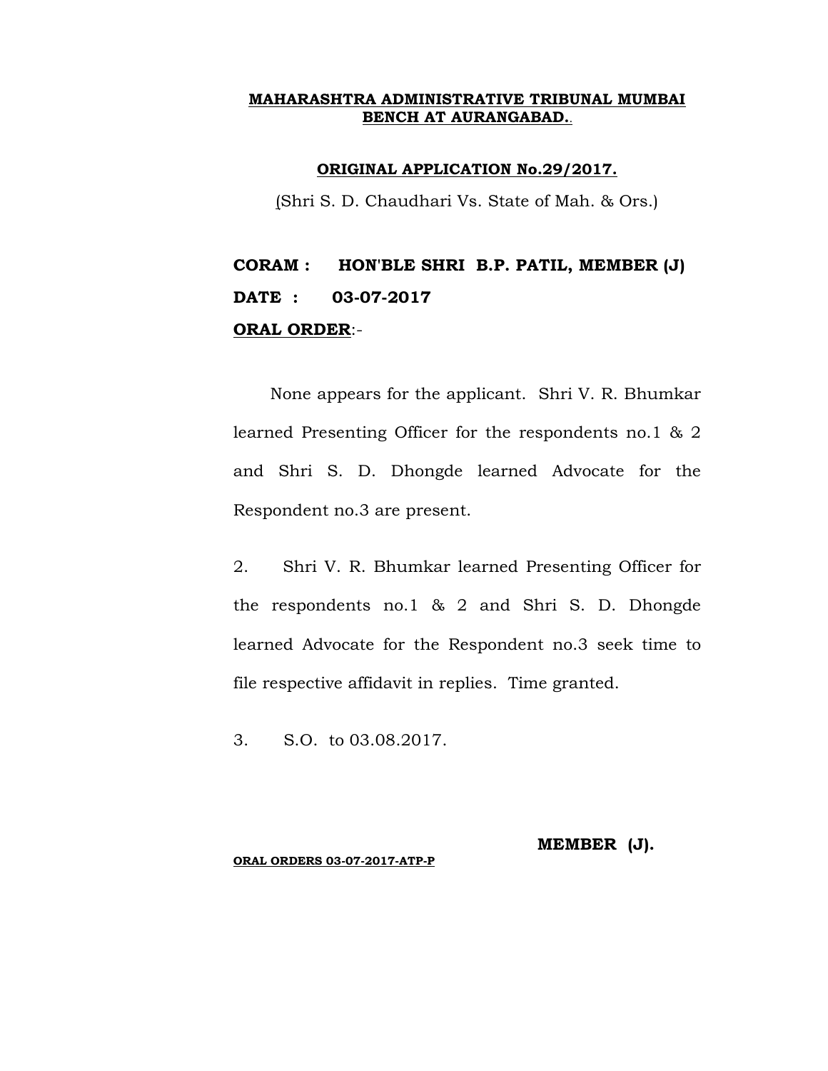**MAHARASHTRA ADMINISTRATIVE TRIBUNAL MUMBAI BENCH AT AURANGABAD.**

**ORIGINAL APPLICATION No.29/2017.**

(Shri S. D. Chaudhari Vs. State of Mah. & Ors.)

**CORAM : HON'BLE SHRI B.P. PATIL, MEMBER (J)**

**DATE : 03-07-2017**

**ORAL ORDER**:-

None appears for the applicant. Shri V. R. Bhumkar learned Presenting Officer for the respondents no.1 & 2 and Shri S. D. Dhongde learned Advocate for the Respondent no.3 are present.

2. Shri V. R. Bhumkar learned Presenting Officer for the respondents no.1 & 2 and Shri S. D. Dhongde learned Advocate for the Respondent no.3 seek time to file respective affidavit in replies. Time granted.

3. S.O. to 03.08.2017.

**MEMBER (J).**

**ORAL ORDERS 03-07-2017-ATP-P**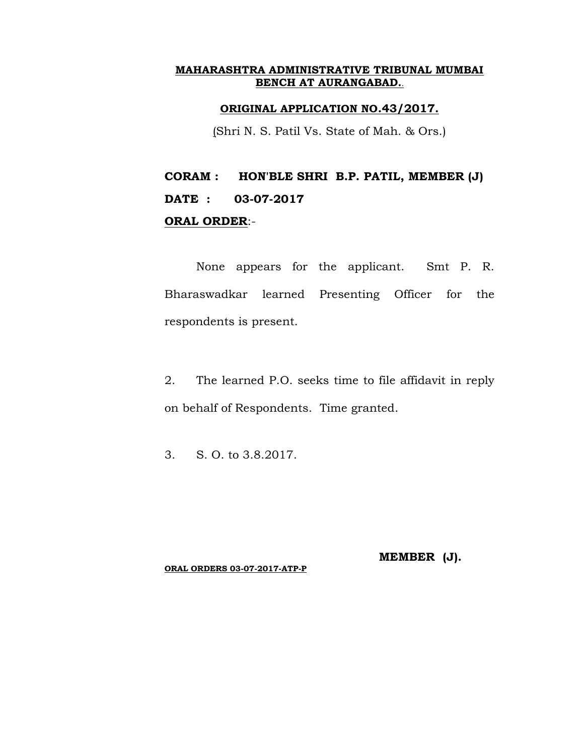**MAHARASHTRA ADMINISTRATIVE TRIBUNAL MUMBAI BENCH AT AURANGABAD.**

**ORIGINAL APPLICATION NO.43/2017.**

(Shri N. S. Patil Vs. State of Mah. & Ors.)

**CORAM : HON'BLE SHRI B.P. PATIL, MEMBER (J)**

**DATE : 03-07-2017**

**ORAL ORDER**:-

None appears for the applicant. Smt P. R. Bharaswadkar learned Presenting Officer for the respondents is present.

2. The learned P.O. seeks time to file affidavit in reply on behalf of Respondents. Time granted.

3. S. O. to 3.8.2017.

**MEMBER (J).**

**ORAL ORDERS 03-07-2017-ATP-P**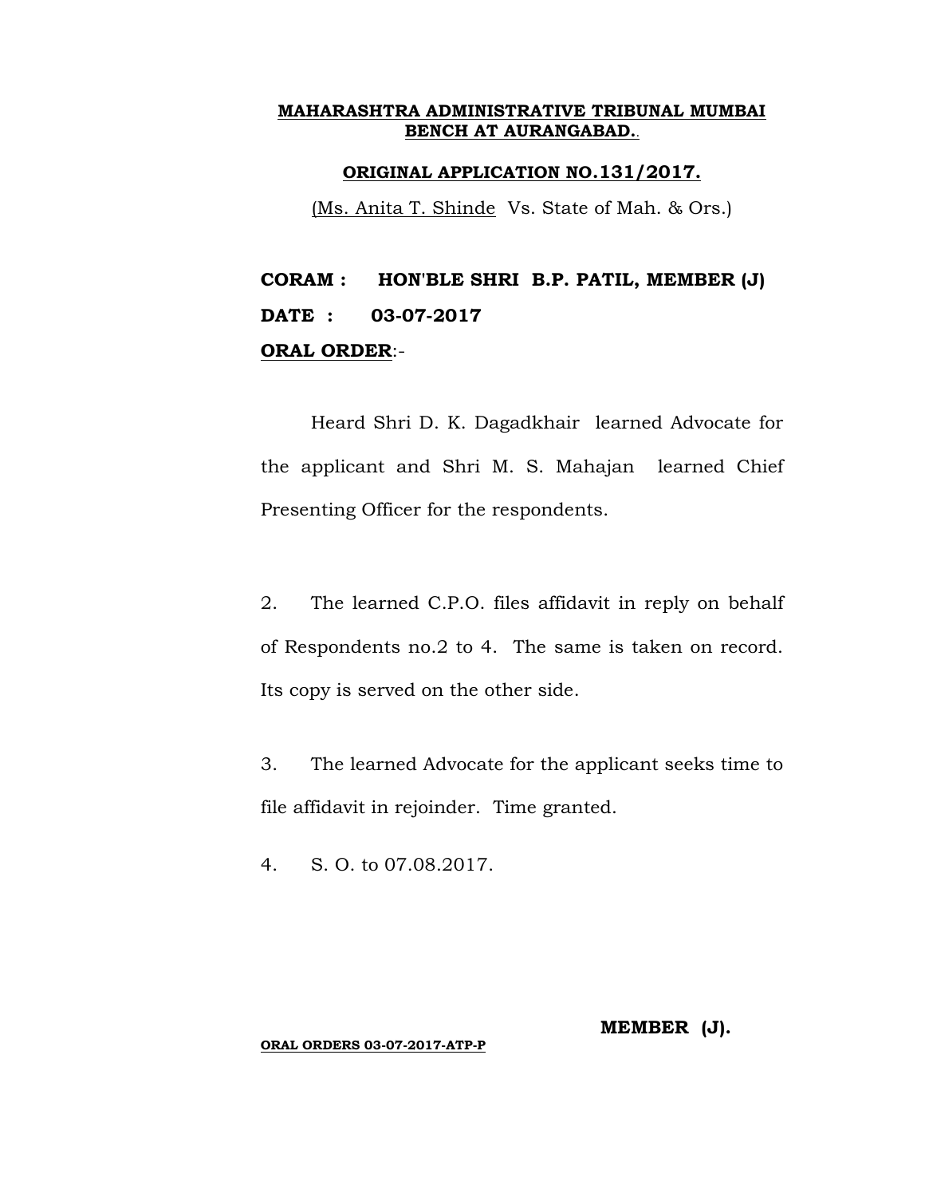**MAHARASHTRA ADMINISTRATIVE TRIBUNAL MUMBAI BENCH AT AURANGABAD.**

**ORIGINAL APPLICATION NO.131/2017.**

(Ms. Anita T. Shinde Vs. State of Mah. & Ors.)

**CORAM : HON'BLE SHRI B.P. PATIL, MEMBER (J)**

**DATE : 03-07-2017**

**ORAL ORDER**:-

Heard Shri D. K. Dagadkhair learned Advocate for the applicant and Shri M. S. Mahajan learned Chief Presenting Officer for the respondents.

2. The learned C.P.O. files affidavit in reply on behalf of Respondents no.2 to 4. The same is taken on record. Its copy is served on the other side.

3. The learned Advocate for the applicant seeks time to file affidavit in rejoinder. Time granted.

4. S. O. to 07.08.2017.

**MEMBER (J).**

**ORAL ORDERS 03-07-2017-ATP-P**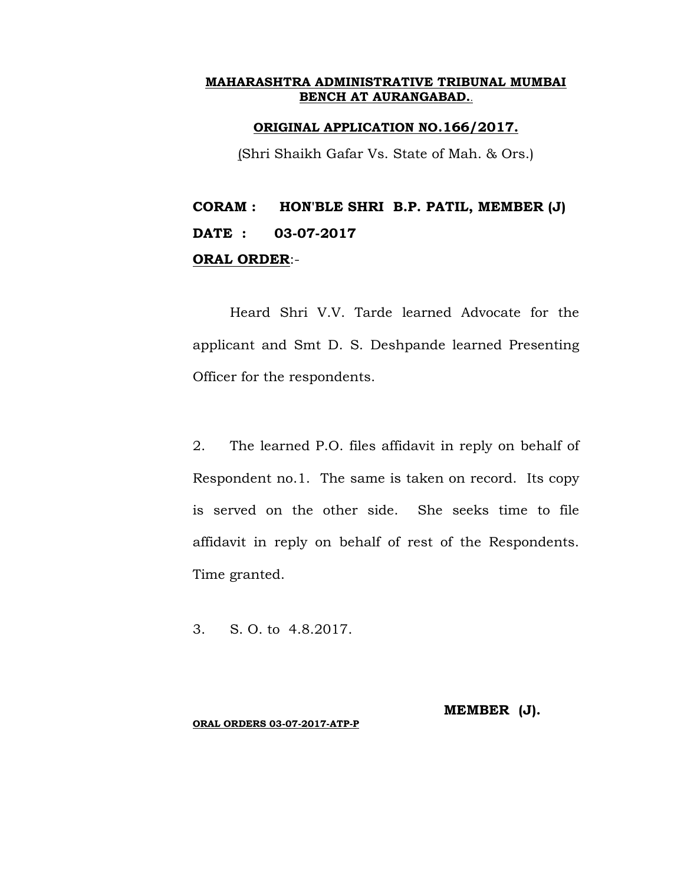**MAHARASHTRA ADMINISTRATIVE TRIBUNAL MUMBAI BENCH AT AURANGABAD.**

**ORIGINAL APPLICATION NO.166/2017.**

(Shri Shaikh Gafar Vs. State of Mah. & Ors.)

**CORAM : HON'BLE SHRI B.P. PATIL, MEMBER (J)**

**DATE : 03-07-2017**

**ORAL ORDER**:-

Heard Shri V.V. Tarde learned Advocate for the applicant and Smt D. S. Deshpande learned Presenting Officer for the respondents.

2. The learned P.O. files affidavit in reply on behalf of Respondent no.1. The same is taken on record. Its copy is served on the other side. She seeks time to file affidavit in reply on behalf of rest of the Respondents. Time granted.

3. S. O. to 4.8.2017.

**MEMBER (J).**

**ORAL ORDERS 03-07-2017-ATP-P**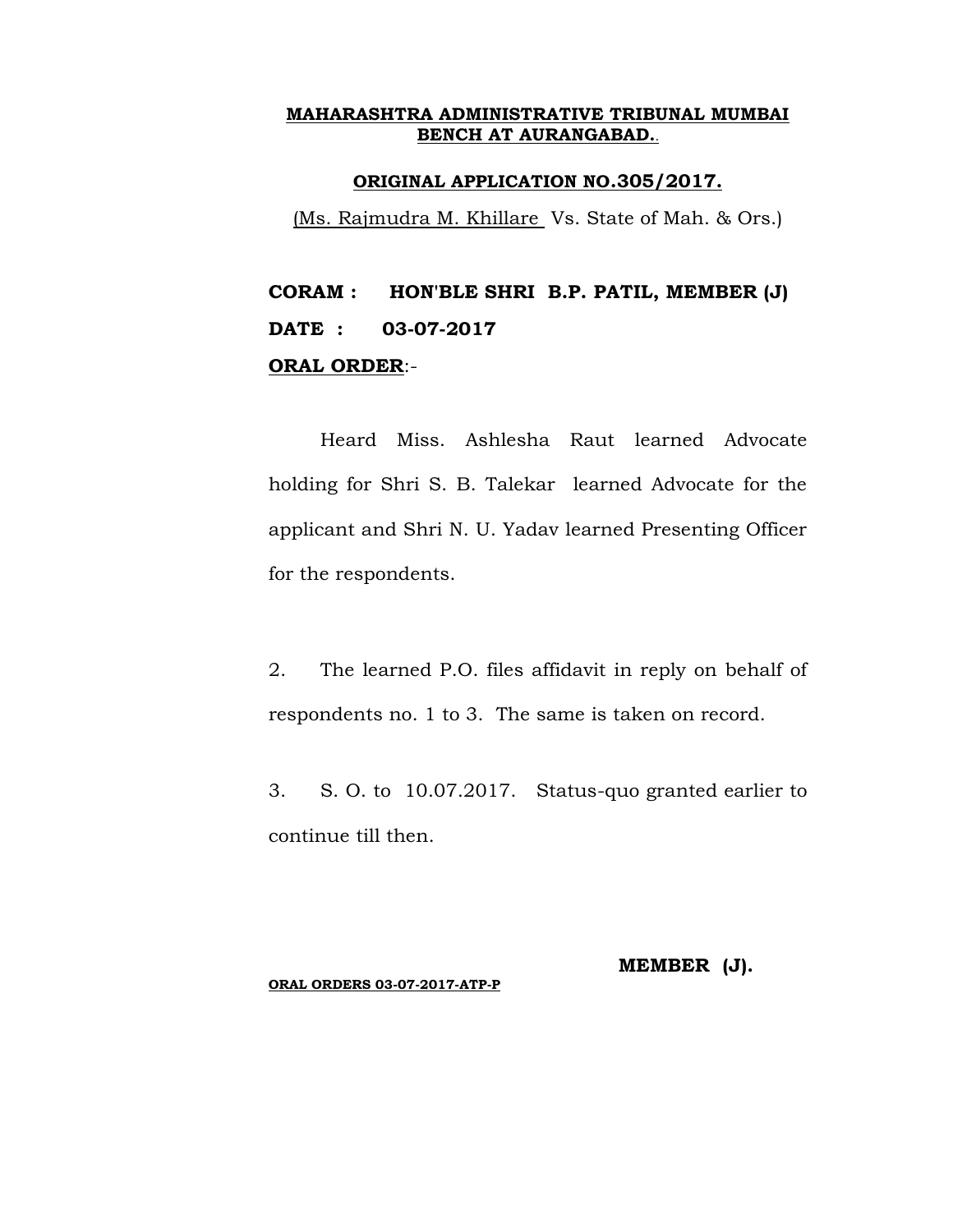**MAHARASHTRA ADMINISTRATIVE TRIBUNAL MUMBAI BENCH AT AURANGABAD.**

**ORIGINAL APPLICATION NO.305/2017.**

(Ms. Rajmudra M. Khillare Vs. State of Mah. & Ors.)

**CORAM : HON'BLE SHRI B.P. PATIL, MEMBER (J)**

**DATE : 03-07-2017**

**ORAL ORDER**:-

Heard Miss. Ashlesha Raut learned Advocate holding for Shri S. B. Talekar learned Advocate for the applicant and Shri N. U. Yadav learned Presenting Officer for the respondents.

2. The learned P.O. files affidavit in reply on behalf of respondents no. 1 to 3. The same is taken on record.

3. S. O. to 10.07.2017. Status-quo granted earlier to continue till then.

**MEMBER (J).**

**ORAL ORDERS 03-07-2017-ATP-P**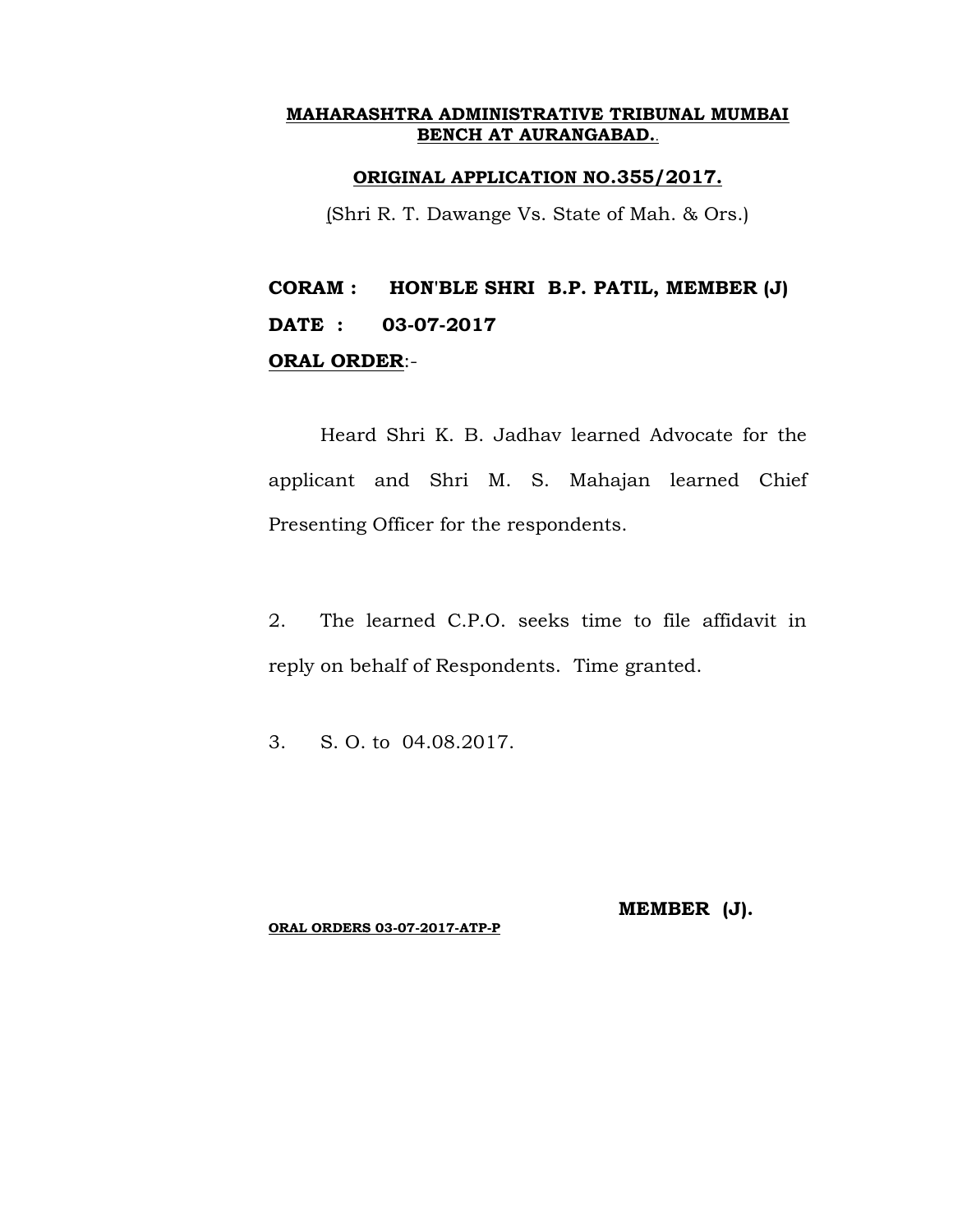**MAHARASHTRA ADMINISTRATIVE TRIBUNAL MUMBAI BENCH AT AURANGABAD.**

**ORIGINAL APPLICATION NO.355/2017.**

(Shri R. T. Dawange Vs. State of Mah. & Ors.)

**CORAM : HON'BLE SHRI B.P. PATIL, MEMBER (J)**

**DATE : 03-07-2017**

**ORAL ORDER**:-

Heard Shri K. B. Jadhav learned Advocate for the applicant and Shri M. S. Mahajan learned Chief Presenting Officer for the respondents.

2. The learned C.P.O. seeks time to file affidavit in reply on behalf of Respondents. Time granted.

3. S. O. to 04.08.2017.

**MEMBER (J).**

**ORAL ORDERS 03-07-2017-ATP-P**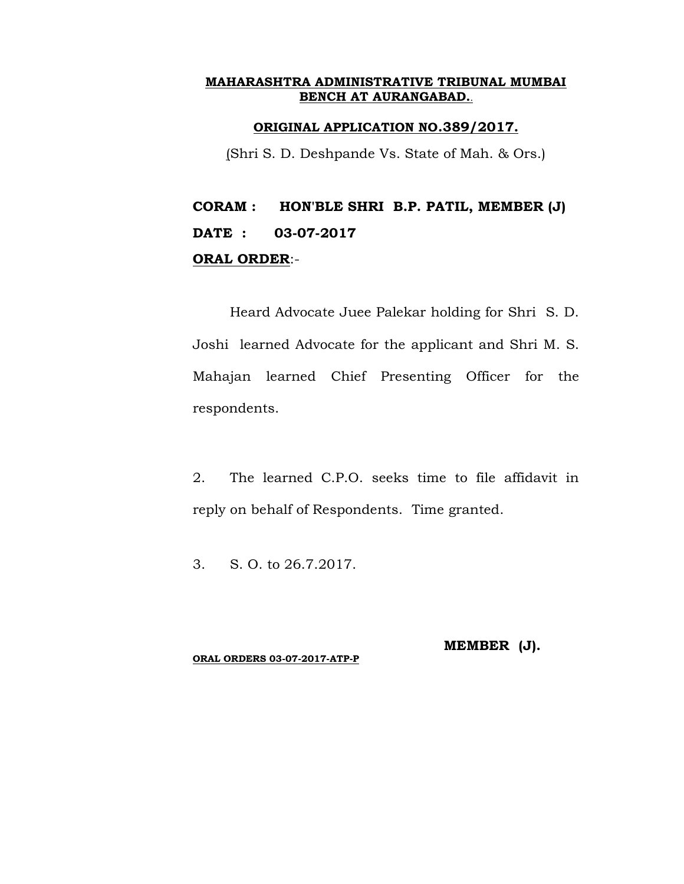**MAHARASHTRA ADMINISTRATIVE TRIBUNAL MUMBAI BENCH AT AURANGABAD.**

**ORIGINAL APPLICATION NO.389/2017.**

(Shri S. D. Deshpande Vs. State of Mah. & Ors.)

**CORAM : HON'BLE SHRI B.P. PATIL, MEMBER (J)**

**DATE : 03-07-2017**

**ORAL ORDER**:-

Heard Advocate Juee Palekar holding for Shri S. D. Joshi learned Advocate for the applicant and Shri M. S. Mahajan learned Chief Presenting Officer for the respondents.

2. The learned C.P.O. seeks time to file affidavit in reply on behalf of Respondents. Time granted.

3. S. O. to 26.7.2017.

**MEMBER (J).**

**ORAL ORDERS 03-07-2017-ATP-P**